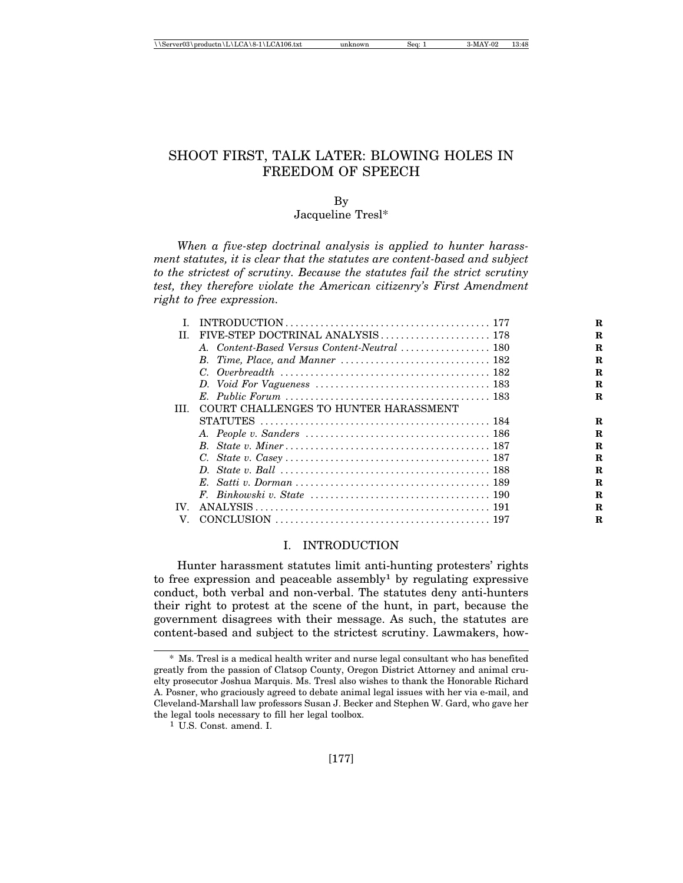# SHOOT FIRST, TALK LATER: BLOWING HOLES IN FREEDOM OF SPEECH

By
Jacqueline Tresl*

*When a five-step doctrinal analysis is applied to hunter harassment statutes, it is clear that the statutes are content-based and subject to the strictest of scrutiny. Because the statutes fail the strict scrutiny test, they therefore violate the American citizenry's First Amendment right to free expression.*

| | | |
|---|---|---|
| I. | INTRODUCTION | 177 |
| II. | FIVE-STEP DOCTRINAL ANALYSIS | 178 |
| | *A. Content-Based Versus Content-Neutral* | 180 |
| | *B. Time, Place, and Manner* | 182 |
| | *C. Overbreadth* | 182 |
| | *D. Void For Vagueness* | 183 |
| | *E. Public Forum* | 183 |
| III. | COURT CHALLENGES TO HUNTER HARASSMENT STATUTES | 184 |
| | *A. People v. Sanders* | 186 |
| | *B. State v. Miner* | 187 |
| | *C. State v. Casey* | 187 |
| | *D. State v. Ball* | 188 |
| | *E. Satti v. Dorman* | 189 |
| | *F. Binkowski v. State* | 190 |
| IV. | ANALYSIS | 191 |
| V. | CONCLUSION | 197 |

## I. INTRODUCTION

Hunter harassment statutes limit anti-hunting protesters' rights to free expression and peaceable assembly[1] by regulating expressive conduct, both verbal and non-verbal. The statutes deny anti-hunters their right to protest at the scene of the hunt, in part, because the government disagrees with their message. As such, the statutes are content-based and subject to the strictest scrutiny. Lawmakers, how-

\* Ms. Tresl is a medical health writer and nurse legal consultant who has benefited greatly from the passion of Clatsop County, Oregon District Attorney and animal cruelty prosecutor Joshua Marquis. Ms. Tresl also wishes to thank the Honorable Richard A. Posner, who graciously agreed to debate animal legal issues with her via e-mail, and Cleveland-Marshall law professors Susan J. Becker and Stephen W. Gard, who gave her the legal tools necessary to fill her legal toolbox.

[1] U.S. Const. amend. I.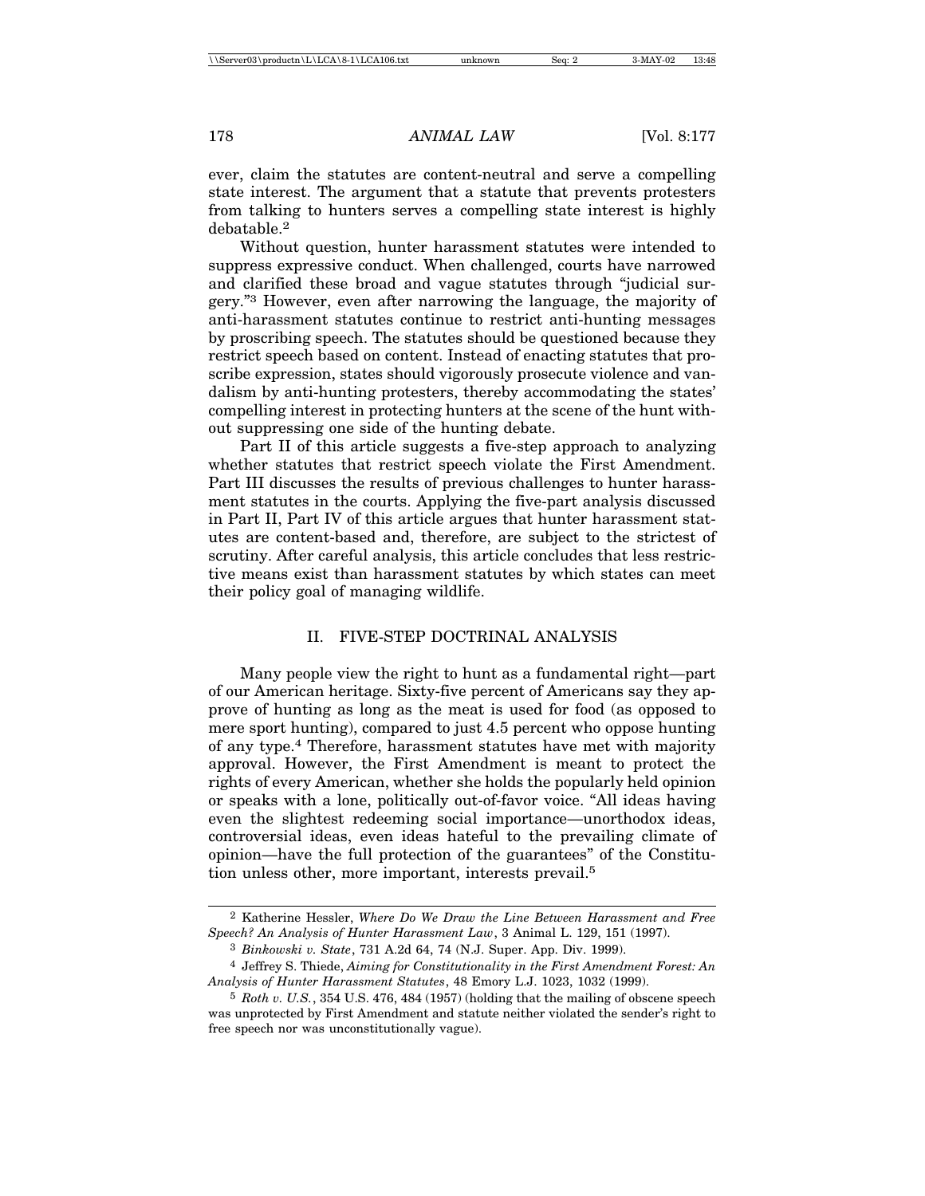ever, claim the statutes are content-neutral and serve a compelling state interest. The argument that a statute that prevents protesters from talking to hunters serves a compelling state interest is highly debatable.[2]

Without question, hunter harassment statutes were intended to suppress expressive conduct. When challenged, courts have narrowed and clarified these broad and vague statutes through "judicial surgery."[3] However, even after narrowing the language, the majority of anti-harassment statutes continue to restrict anti-hunting messages by proscribing speech. The statutes should be questioned because they restrict speech based on content. Instead of enacting statutes that proscribe expression, states should vigorously prosecute violence and vandalism by anti-hunting protesters, thereby accommodating the states' compelling interest in protecting hunters at the scene of the hunt without suppressing one side of the hunting debate.

Part II of this article suggests a five-step approach to analyzing whether statutes that restrict speech violate the First Amendment. Part III discusses the results of previous challenges to hunter harassment statutes in the courts. Applying the five-part analysis discussed in Part II, Part IV of this article argues that hunter harassment statutes are content-based and, therefore, are subject to the strictest of scrutiny. After careful analysis, this article concludes that less restrictive means exist than harassment statutes by which states can meet their policy goal of managing wildlife.

## II. FIVE-STEP DOCTRINAL ANALYSIS

Many people view the right to hunt as a fundamental right—part of our American heritage. Sixty-five percent of Americans say they approve of hunting as long as the meat is used for food (as opposed to mere sport hunting), compared to just 4.5 percent who oppose hunting of any type.[4] Therefore, harassment statutes have met with majority approval. However, the First Amendment is meant to protect the rights of every American, whether she holds the popularly held opinion or speaks with a lone, politically out-of-favor voice. "All ideas having even the slightest redeeming social importance—unorthodox ideas, controversial ideas, even ideas hateful to the prevailing climate of opinion—have the full protection of the guarantees" of the Constitution unless other, more important, interests prevail.[5]

---

[2] Katherine Hessler, *Where Do We Draw the Line Between Harassment and Free Speech? An Analysis of Hunter Harassment Law*, 3 Animal L. 129, 151 (1997).

[3] *Binkowski v. State*, 731 A.2d 64, 74 (N.J. Super. App. Div. 1999).

[4] Jeffrey S. Thiede, *Aiming for Constitutionality in the First Amendment Forest: An Analysis of Hunter Harassment Statutes*, 48 Emory L.J. 1023, 1032 (1999).

[5] *Roth v. U.S.*, 354 U.S. 476, 484 (1957) (holding that the mailing of obscene speech was unprotected by First Amendment and statute neither violated the sender's right to free speech nor was unconstitutionally vague).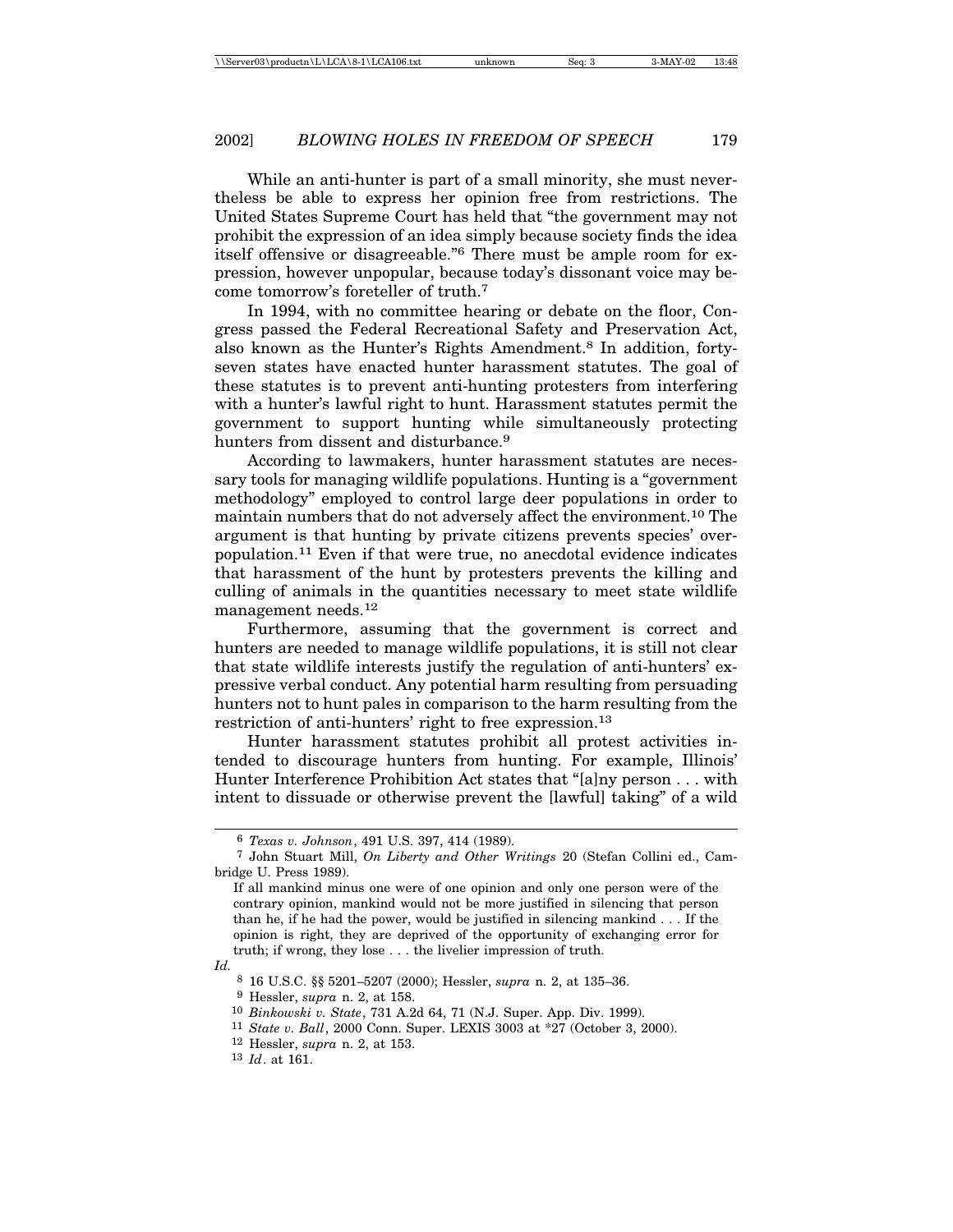While an anti-hunter is part of a small minority, she must nevertheless be able to express her opinion free from restrictions. The United States Supreme Court has held that "the government may not prohibit the expression of an idea simply because society finds the idea itself offensive or disagreeable."[6] There must be ample room for expression, however unpopular, because today's dissonant voice may become tomorrow's foreteller of truth.[7]

In 1994, with no committee hearing or debate on the floor, Congress passed the Federal Recreational Safety and Preservation Act, also known as the Hunter's Rights Amendment.[8] In addition, forty-seven states have enacted hunter harassment statutes. The goal of these statutes is to prevent anti-hunting protesters from interfering with a hunter's lawful right to hunt. Harassment statutes permit the government to support hunting while simultaneously protecting hunters from dissent and disturbance.[9]

According to lawmakers, hunter harassment statutes are necessary tools for managing wildlife populations. Hunting is a "government methodology" employed to control large deer populations in order to maintain numbers that do not adversely affect the environment.[10] The argument is that hunting by private citizens prevents species' overpopulation.[11] Even if that were true, no anecdotal evidence indicates that harassment of the hunt by protesters prevents the killing and culling of animals in the quantities necessary to meet state wildlife management needs.[12]

Furthermore, assuming that the government is correct and hunters are needed to manage wildlife populations, it is still not clear that state wildlife interests justify the regulation of anti-hunters' expressive verbal conduct. Any potential harm resulting from persuading hunters not to hunt pales in comparison to the harm resulting from the restriction of anti-hunters' right to free expression.[13]

Hunter harassment statutes prohibit all protest activities intended to discourage hunters from hunting. For example, Illinois' Hunter Interference Prohibition Act states that "[a]ny person . . . with intent to dissuade or otherwise prevent the [lawful] taking" of a wild

---

[6] *Texas v. Johnson*, 491 U.S. 397, 414 (1989).

[7] John Stuart Mill, *On Liberty and Other Writings* 20 (Stefan Collini ed., Cambridge U. Press 1989).

> If all mankind minus one were of one opinion and only one person were of the contrary opinion, mankind would not be more justified in silencing that person than he, if he had the power, would be justified in silencing mankind . . . If the opinion is right, they are deprived of the opportunity of exchanging error for truth; if wrong, they lose . . . the livelier impression of truth.

*Id.*

[8] 16 U.S.C. §§ 5201–5207 (2000); Hessler, *supra* n. 2, at 135–36.

[9] Hessler, *supra* n. 2, at 158.

[10] *Binkowski v. State*, 731 A.2d 64, 71 (N.J. Super. App. Div. 1999).

[11] *State v. Ball*, 2000 Conn. Super. LEXIS 3003 at *27 (October 3, 2000).

[12] Hessler, *supra* n. 2, at 153.

[13] *Id*. at 161.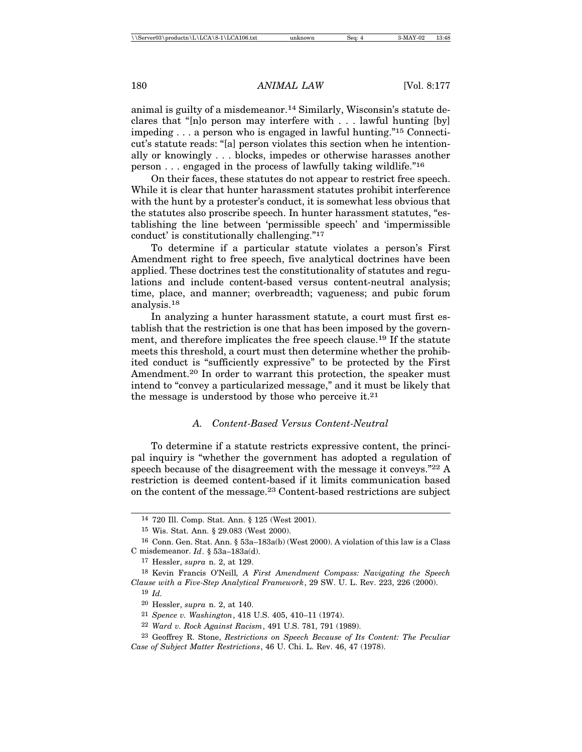animal is guilty of a misdemeanor.[14] Similarly, Wisconsin's statute declares that "[n]o person may interfere with . . . lawful hunting [by] impeding . . . a person who is engaged in lawful hunting."[15] Connecticut's statute reads: "[a] person violates this section when he intentionally or knowingly . . . blocks, impedes or otherwise harasses another person . . . engaged in the process of lawfully taking wildlife."[16]

On their faces, these statutes do not appear to restrict free speech. While it is clear that hunter harassment statutes prohibit interference with the hunt by a protester's conduct, it is somewhat less obvious that the statutes also proscribe speech. In hunter harassment statutes, "establishing the line between 'permissible speech' and 'impermissible conduct' is constitutionally challenging."[17]

To determine if a particular statute violates a person's First Amendment right to free speech, five analytical doctrines have been applied. These doctrines test the constitutionality of statutes and regulations and include content-based versus content-neutral analysis; time, place, and manner; overbreadth; vagueness; and pubic forum analysis.[18]

In analyzing a hunter harassment statute, a court must first establish that the restriction is one that has been imposed by the government, and therefore implicates the free speech clause.[19] If the statute meets this threshold, a court must then determine whether the prohibited conduct is "sufficiently expressive" to be protected by the First Amendment.[20] In order to warrant this protection, the speaker must intend to "convey a particularized message," and it must be likely that the message is understood by those who perceive it.[21]

### *A. Content-Based Versus Content-Neutral*

To determine if a statute restricts expressive content, the principal inquiry is "whether the government has adopted a regulation of speech because of the disagreement with the message it conveys."[22] A restriction is deemed content-based if it limits communication based on the content of the message.[23] Content-based restrictions are subject

---

14 720 Ill. Comp. Stat. Ann. § 125 (West 2001).

15 Wis. Stat. Ann. § 29.083 (West 2000).

16 Conn. Gen. Stat. Ann. § 53a–183a(b) (West 2000). A violation of this law is a Class C misdemeanor. *Id*. § 53a–183a(d).

17 Hessler, *supra* n. 2, at 129.

18 Kevin Francis O'Neill*, A First Amendment Compass: Navigating the Speech Clause with a Five-Step Analytical Framework*, 29 SW. U. L. Rev. 223, 226 (2000).

19 *Id.*

20 Hessler, *supra* n. 2, at 140.

21 *Spence v. Washington*, 418 U.S. 405, 410–11 (1974).

22 *Ward v. Rock Against Racism*, 491 U.S. 781, 791 (1989).

23 Geoffrey R. Stone, *Restrictions on Speech Because of Its Content: The Peculiar Case of Subject Matter Restrictions*, 46 U. Chi. L. Rev. 46, 47 (1978).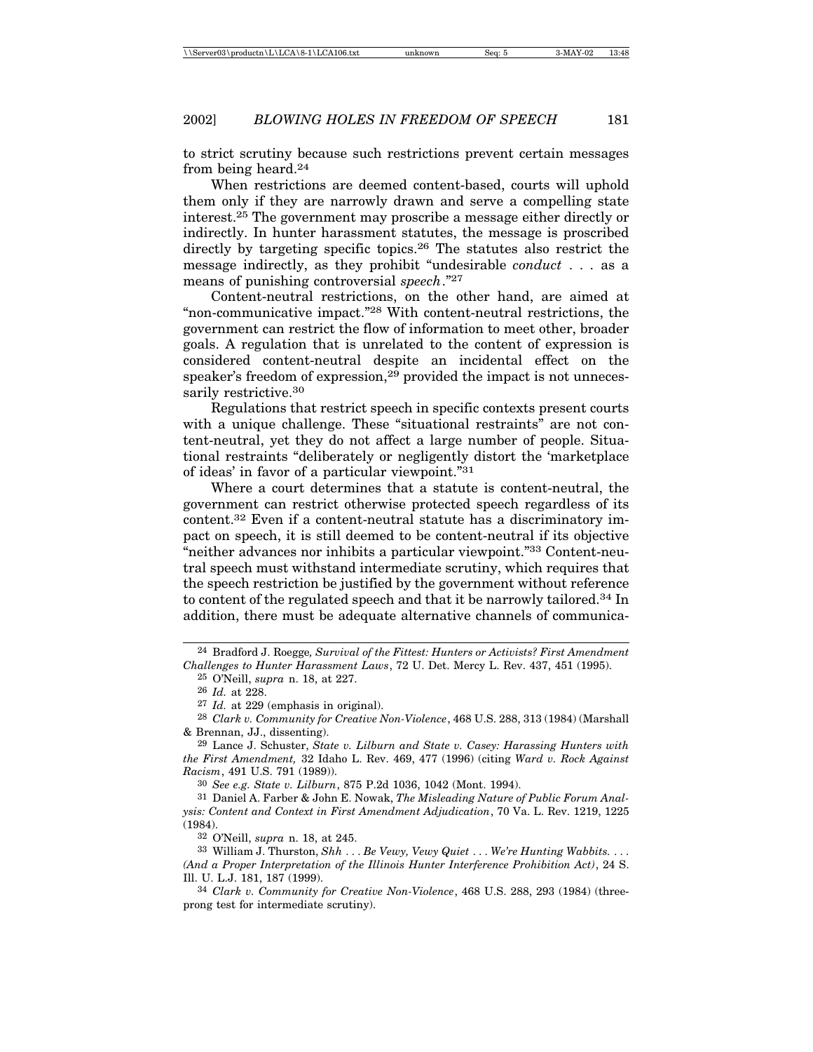to strict scrutiny because such restrictions prevent certain messages from being heard.[24]

When restrictions are deemed content-based, courts will uphold them only if they are narrowly drawn and serve a compelling state interest.[25] The government may proscribe a message either directly or indirectly. In hunter harassment statutes, the message is proscribed directly by targeting specific topics.[26] The statutes also restrict the message indirectly, as they prohibit "undesirable *conduct* . . . as a means of punishing controversial *speech*."[27]

Content-neutral restrictions, on the other hand, are aimed at "non-communicative impact."[28] With content-neutral restrictions, the government can restrict the flow of information to meet other, broader goals. A regulation that is unrelated to the content of expression is considered content-neutral despite an incidental effect on the speaker's freedom of expression,[29] provided the impact is not unnecessarily restrictive.[30]

Regulations that restrict speech in specific contexts present courts with a unique challenge. These "situational restraints" are not content-neutral, yet they do not affect a large number of people. Situational restraints "deliberately or negligently distort the 'marketplace of ideas' in favor of a particular viewpoint."[31]

Where a court determines that a statute is content-neutral, the government can restrict otherwise protected speech regardless of its content.[32] Even if a content-neutral statute has a discriminatory impact on speech, it is still deemed to be content-neutral if its objective "neither advances nor inhibits a particular viewpoint."[33] Content-neutral speech must withstand intermediate scrutiny, which requires that the speech restriction be justified by the government without reference to content of the regulated speech and that it be narrowly tailored.[34] In addition, there must be adequate alternative channels of communica-

---

[24] Bradford J. Roegge, *Survival of the Fittest: Hunters or Activists? First Amendment Challenges to Hunter Harassment Laws*, 72 U. Det. Mercy L. Rev. 437, 451 (1995).

[25] O'Neill, *supra* n. 18, at 227.

[26] *Id.* at 228.

[27] *Id.* at 229 (emphasis in original).

[28] *Clark v. Community for Creative Non-Violence*, 468 U.S. 288, 313 (1984) (Marshall & Brennan, JJ., dissenting).

[29] Lance J. Schuster, *State v. Lilburn and State v. Casey: Harassing Hunters with the First Amendment,* 32 Idaho L. Rev. 469, 477 (1996) (citing *Ward v. Rock Against Racism*, 491 U.S. 791 (1989)).

[30] *See e.g. State v. Lilburn*, 875 P.2d 1036, 1042 (Mont. 1994).

[31] Daniel A. Farber & John E. Nowak, *The Misleading Nature of Public Forum Analysis: Content and Context in First Amendment Adjudication*, 70 Va. L. Rev. 1219, 1225 (1984).

[32] O'Neill, *supra* n. 18, at 245.

[33] William J. Thurston, *Shh . . . Be Vewy, Vewy Quiet . . . We're Hunting Wabbits. . . . (And a Proper Interpretation of the Illinois Hunter Interference Prohibition Act)*, 24 S. Ill. U. L.J. 181, 187 (1999).

[34] *Clark v. Community for Creative Non-Violence*, 468 U.S. 288, 293 (1984) (three-prong test for intermediate scrutiny).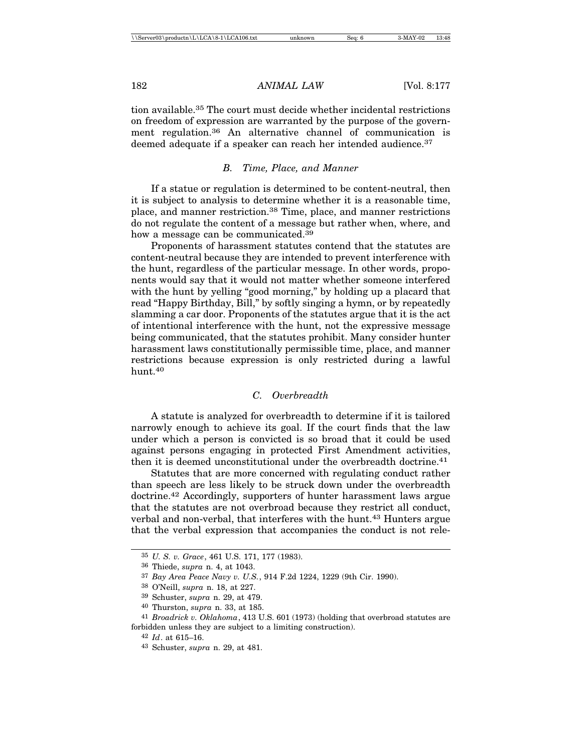tion available.[35] The court must decide whether incidental restrictions on freedom of expression are warranted by the purpose of the government regulation.[36] An alternative channel of communication is deemed adequate if a speaker can reach her intended audience.[37]

### *B. Time, Place, and Manner*

If a statue or regulation is determined to be content-neutral, then it is subject to analysis to determine whether it is a reasonable time, place, and manner restriction.[38] Time, place, and manner restrictions do not regulate the content of a message but rather when, where, and how a message can be communicated.[39]

Proponents of harassment statutes contend that the statutes are content-neutral because they are intended to prevent interference with the hunt, regardless of the particular message. In other words, proponents would say that it would not matter whether someone interfered with the hunt by yelling "good morning," by holding up a placard that read "Happy Birthday, Bill," by softly singing a hymn, or by repeatedly slamming a car door. Proponents of the statutes argue that it is the act of intentional interference with the hunt, not the expressive message being communicated, that the statutes prohibit. Many consider hunter harassment laws constitutionally permissible time, place, and manner restrictions because expression is only restricted during a lawful hunt.[40]

### *C. Overbreadth*

A statute is analyzed for overbreadth to determine if it is tailored narrowly enough to achieve its goal. If the court finds that the law under which a person is convicted is so broad that it could be used against persons engaging in protected First Amendment activities, then it is deemed unconstitutional under the overbreadth doctrine.[41]

Statutes that are more concerned with regulating conduct rather than speech are less likely to be struck down under the overbreadth doctrine.[42] Accordingly, supporters of hunter harassment laws argue that the statutes are not overbroad because they restrict all conduct, verbal and non-verbal, that interferes with the hunt.[43] Hunters argue that the verbal expression that accompanies the conduct is not rele-

---

[35] *U. S. v. Grace*, 461 U.S. 171, 177 (1983).

[36] Thiede, *supra* n. 4, at 1043.

[37] *Bay Area Peace Navy v. U.S.*, 914 F.2d 1224, 1229 (9th Cir. 1990).

[38] O'Neill, *supra* n. 18, at 227.

[39] Schuster, *supra* n. 29, at 479.

[40] Thurston, *supra* n. 33, at 185.

[41] *Broadrick v. Oklahoma*, 413 U.S. 601 (1973) (holding that overbroad statutes are forbidden unless they are subject to a limiting construction).

[42] *Id*. at 615–16.

[43] Schuster, *supra* n. 29, at 481.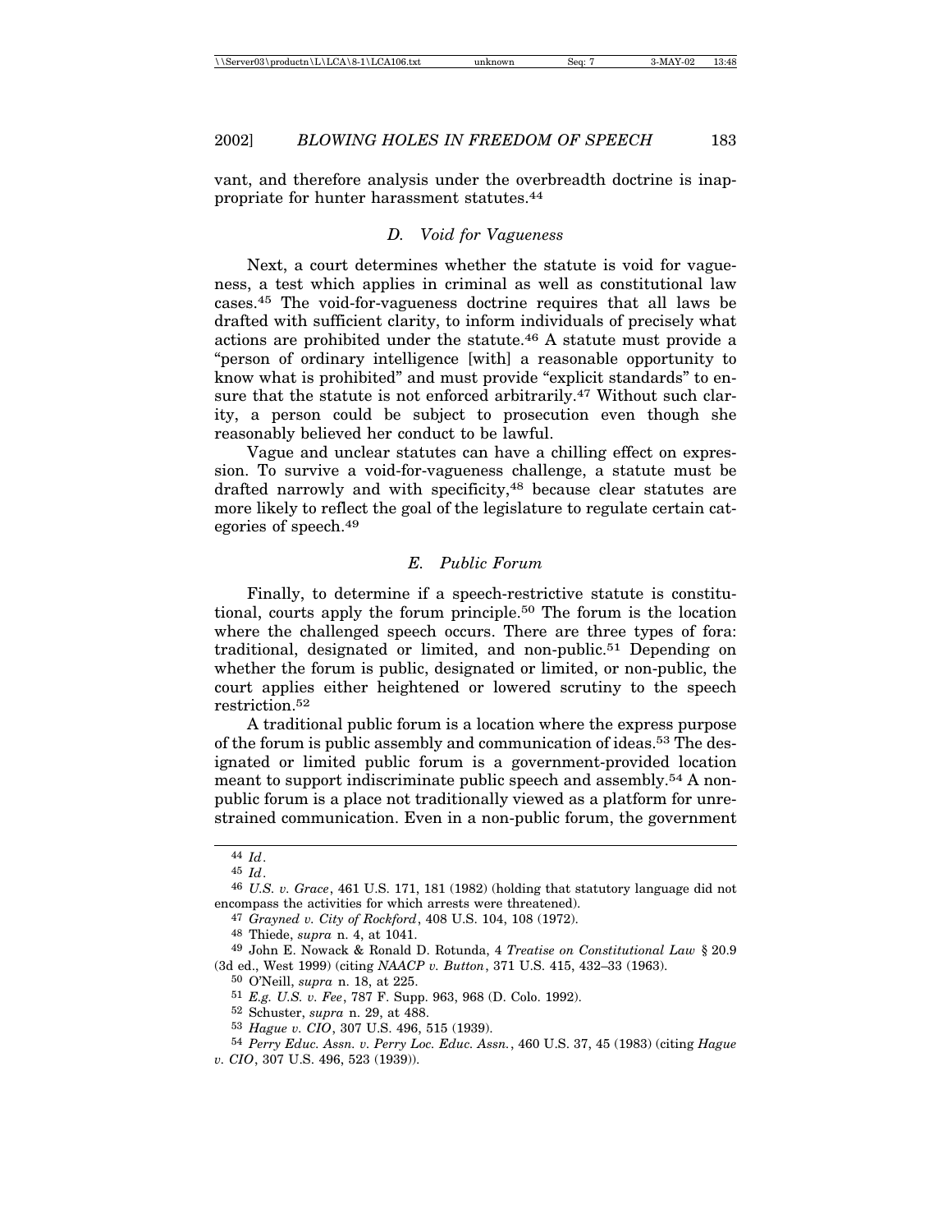vant, and therefore analysis under the overbreadth doctrine is inappropriate for hunter harassment statutes.[44]

### *D. Void for Vagueness*

Next, a court determines whether the statute is void for vagueness, a test which applies in criminal as well as constitutional law cases.[45] The void-for-vagueness doctrine requires that all laws be drafted with sufficient clarity, to inform individuals of precisely what actions are prohibited under the statute.[46] A statute must provide a "person of ordinary intelligence [with] a reasonable opportunity to know what is prohibited" and must provide "explicit standards" to ensure that the statute is not enforced arbitrarily.[47] Without such clarity, a person could be subject to prosecution even though she reasonably believed her conduct to be lawful.

Vague and unclear statutes can have a chilling effect on expression. To survive a void-for-vagueness challenge, a statute must be drafted narrowly and with specificity,[48] because clear statutes are more likely to reflect the goal of the legislature to regulate certain categories of speech.[49]

### *E. Public Forum*

Finally, to determine if a speech-restrictive statute is constitutional, courts apply the forum principle.[50] The forum is the location where the challenged speech occurs. There are three types of fora: traditional, designated or limited, and non-public.[51] Depending on whether the forum is public, designated or limited, or non-public, the court applies either heightened or lowered scrutiny to the speech restriction.[52]

A traditional public forum is a location where the express purpose of the forum is public assembly and communication of ideas.[53] The designated or limited public forum is a government-provided location meant to support indiscriminate public speech and assembly.[54] A non-public forum is a place not traditionally viewed as a platform for unrestrained communication. Even in a non-public forum, the government

---

[44] *Id*.

[45] *Id*.

[46] *U.S. v. Grace*, 461 U.S. 171, 181 (1982) (holding that statutory language did not encompass the activities for which arrests were threatened).

[47] *Grayned v. City of Rockford*, 408 U.S. 104, 108 (1972).

[48] Thiede, *supra* n. 4, at 1041.

[49] John E. Nowack & Ronald D. Rotunda, 4 *Treatise on Constitutional Law* § 20.9 (3d ed., West 1999) (citing *NAACP v. Button*, 371 U.S. 415, 432–33 (1963).

[50] O'Neill, *supra* n. 18, at 225.

[51] *E.g. U.S. v. Fee*, 787 F. Supp. 963, 968 (D. Colo. 1992).

[52] Schuster, *supra* n. 29, at 488.

[53] *Hague v. CIO*, 307 U.S. 496, 515 (1939).

[54] *Perry Educ. Assn. v. Perry Loc. Educ. Assn.*, 460 U.S. 37, 45 (1983) (citing *Hague v. CIO*, 307 U.S. 496, 523 (1939)).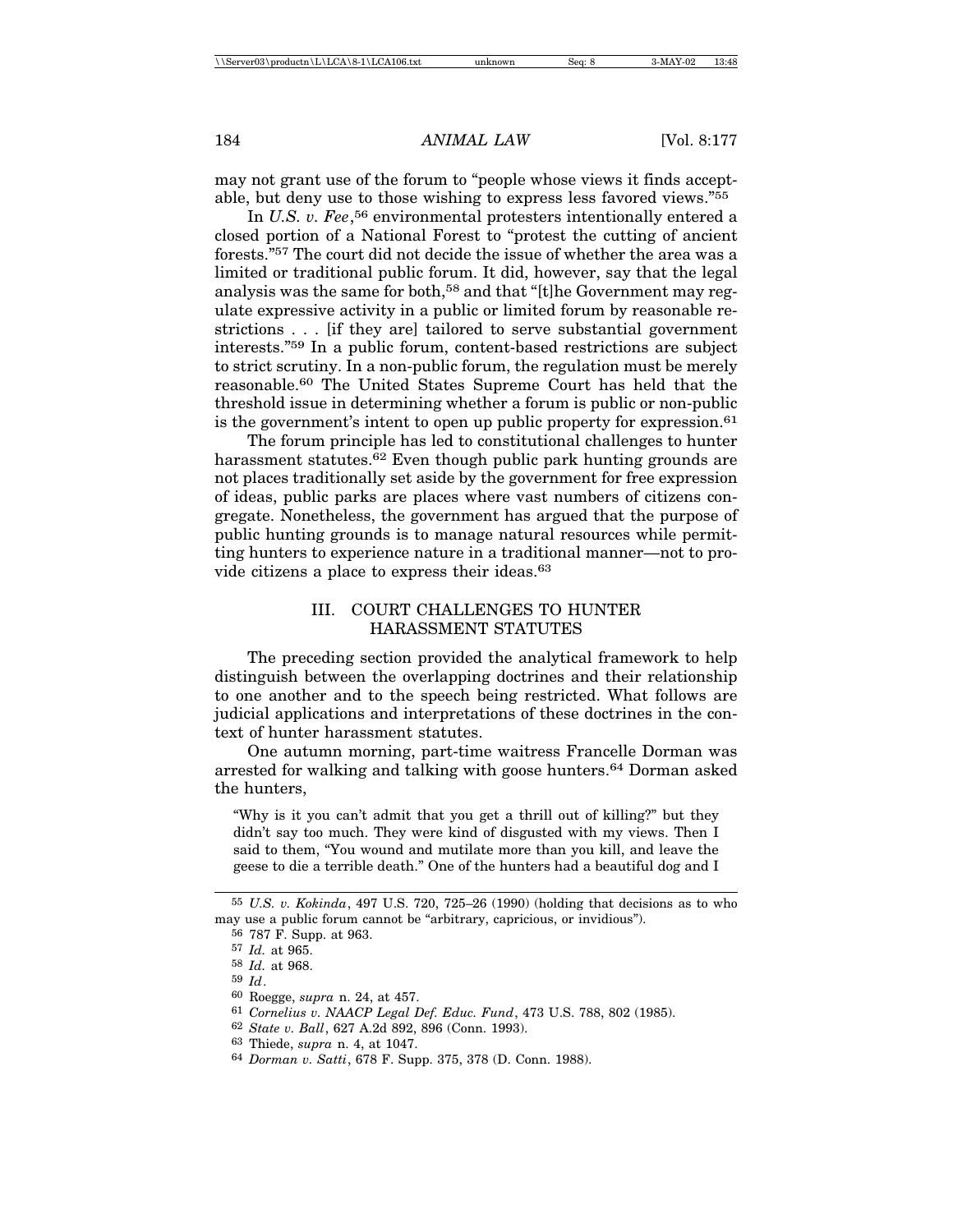may not grant use of the forum to "people whose views it finds acceptable, but deny use to those wishing to express less favored views."[55]

In *U.S. v. Fee*,[56] environmental protesters intentionally entered a closed portion of a National Forest to "protest the cutting of ancient forests."[57] The court did not decide the issue of whether the area was a limited or traditional public forum. It did, however, say that the legal analysis was the same for both,[58] and that "[t]he Government may regulate expressive activity in a public or limited forum by reasonable restrictions . . . [if they are] tailored to serve substantial government interests."[59] In a public forum, content-based restrictions are subject to strict scrutiny. In a non-public forum, the regulation must be merely reasonable.[60] The United States Supreme Court has held that the threshold issue in determining whether a forum is public or non-public is the government's intent to open up public property for expression.[61]

The forum principle has led to constitutional challenges to hunter harassment statutes.[62] Even though public park hunting grounds are not places traditionally set aside by the government for free expression of ideas, public parks are places where vast numbers of citizens congregate. Nonetheless, the government has argued that the purpose of public hunting grounds is to manage natural resources while permitting hunters to experience nature in a traditional manner—not to provide citizens a place to express their ideas.[63]

## III. COURT CHALLENGES TO HUNTER HARASSMENT STATUTES

The preceding section provided the analytical framework to help distinguish between the overlapping doctrines and their relationship to one another and to the speech being restricted. What follows are judicial applications and interpretations of these doctrines in the context of hunter harassment statutes.

One autumn morning, part-time waitress Francelle Dorman was arrested for walking and talking with goose hunters.[64] Dorman asked the hunters,

> "Why is it you can't admit that you get a thrill out of killing?" but they didn't say too much. They were kind of disgusted with my views. Then I said to them, "You wound and mutilate more than you kill, and leave the geese to die a terrible death." One of the hunters had a beautiful dog and I

---

[55] *U.S. v. Kokinda*, 497 U.S. 720, 725–26 (1990) (holding that decisions as to who may use a public forum cannot be "arbitrary, capricious, or invidious").

[56] 787 F. Supp. at 963.

[57] *Id.* at 965.

[58] *Id.* at 968.

[59] *Id*.

[60] Roegge, *supra* n. 24, at 457.

[61] *Cornelius v. NAACP Legal Def. Educ. Fund*, 473 U.S. 788, 802 (1985).

[62] *State v. Ball*, 627 A.2d 892, 896 (Conn. 1993).

[63] Thiede, *supra* n. 4, at 1047.

[64] *Dorman v. Satti*, 678 F. Supp. 375, 378 (D. Conn. 1988).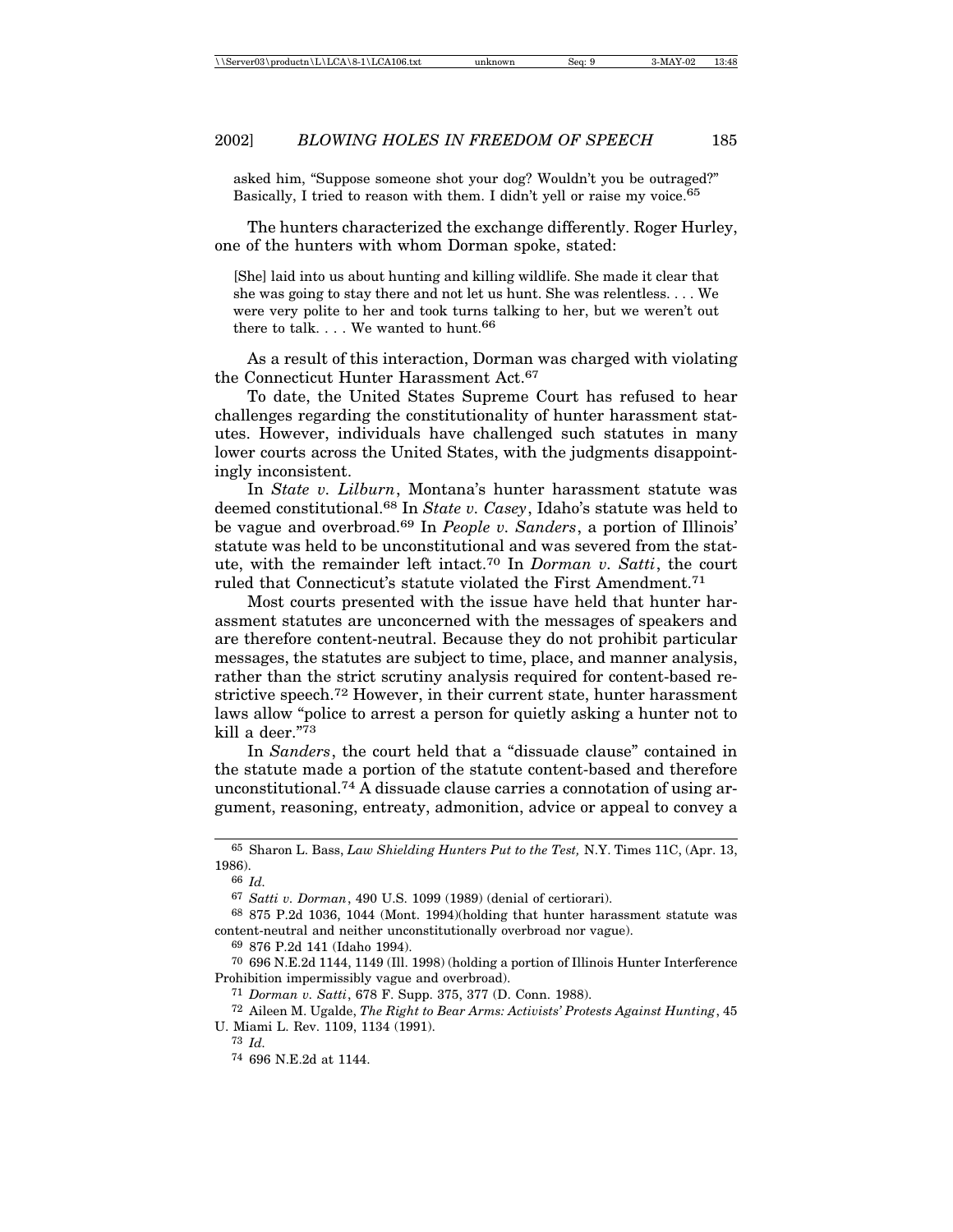> asked him, "Suppose someone shot your dog? Wouldn't you be outraged?" Basically, I tried to reason with them. I didn't yell or raise my voice.[65]

The hunters characterized the exchange differently. Roger Hurley, one of the hunters with whom Dorman spoke, stated:

> [She] laid into us about hunting and killing wildlife. She made it clear that she was going to stay there and not let us hunt. She was relentless. . . . We were very polite to her and took turns talking to her, but we weren't out there to talk. . . . We wanted to hunt.[66]

As a result of this interaction, Dorman was charged with violating the Connecticut Hunter Harassment Act.[67]

To date, the United States Supreme Court has refused to hear challenges regarding the constitutionality of hunter harassment statutes. However, individuals have challenged such statutes in many lower courts across the United States, with the judgments disappointingly inconsistent.

In *State v. Lilburn*, Montana's hunter harassment statute was deemed constitutional.[68] In *State v. Casey*, Idaho's statute was held to be vague and overbroad.[69] In *People v. Sanders*, a portion of Illinois' statute was held to be unconstitutional and was severed from the statute, with the remainder left intact.[70] In *Dorman v. Satti*, the court ruled that Connecticut's statute violated the First Amendment.[71]

Most courts presented with the issue have held that hunter harassment statutes are unconcerned with the messages of speakers and are therefore content-neutral. Because they do not prohibit particular messages, the statutes are subject to time, place, and manner analysis, rather than the strict scrutiny analysis required for content-based restrictive speech.[72] However, in their current state, hunter harassment laws allow "police to arrest a person for quietly asking a hunter not to kill a deer."[73]

In *Sanders*, the court held that a "dissuade clause" contained in the statute made a portion of the statute content-based and therefore unconstitutional.[74] A dissuade clause carries a connotation of using argument, reasoning, entreaty, admonition, advice or appeal to convey a

---

[65] Sharon L. Bass, *Law Shielding Hunters Put to the Test,* N.Y. Times 11C, (Apr. 13, 1986).

[66] *Id.*

[67] *Satti v. Dorman*, 490 U.S. 1099 (1989) (denial of certiorari).

[68] 875 P.2d 1036, 1044 (Mont. 1994)(holding that hunter harassment statute was content-neutral and neither unconstitutionally overbroad nor vague).

[69] 876 P.2d 141 (Idaho 1994).

[70] 696 N.E.2d 1144, 1149 (Ill. 1998) (holding a portion of Illinois Hunter Interference Prohibition impermissibly vague and overbroad).

[71] *Dorman v. Satti*, 678 F. Supp. 375, 377 (D. Conn. 1988).

[72] Aileen M. Ugalde, *The Right to Bear Arms: Activists' Protests Against Hunting*, 45 U. Miami L. Rev. 1109, 1134 (1991).

[73] *Id.*

[74] 696 N.E.2d at 1144.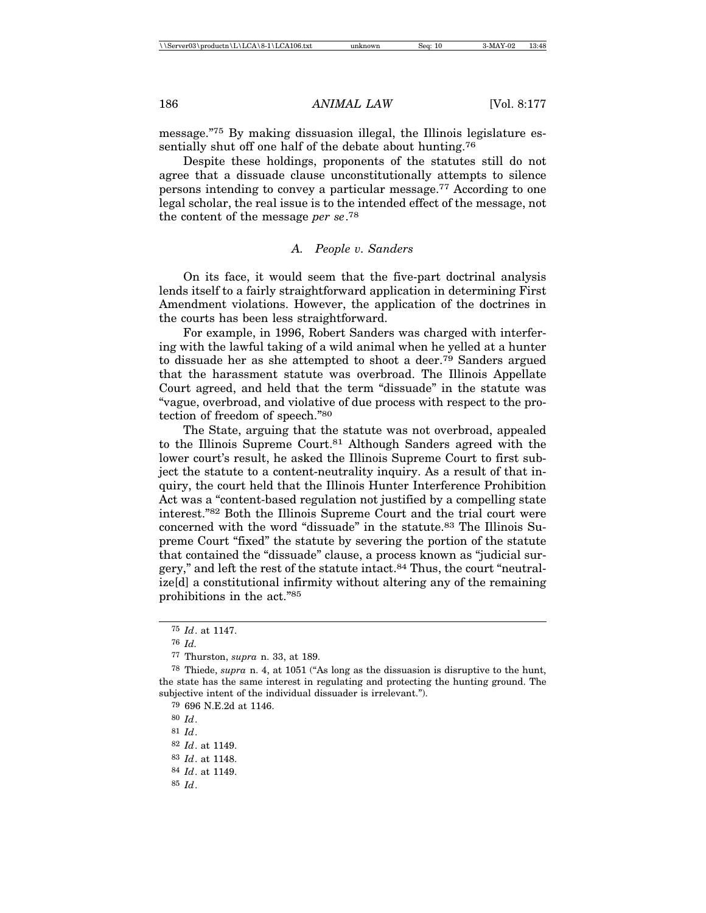message."[75] By making dissuasion illegal, the Illinois legislature essentially shut off one half of the debate about hunting.[76]

Despite these holdings, proponents of the statutes still do not agree that a dissuade clause unconstitutionally attempts to silence persons intending to convey a particular message.[77] According to one legal scholar, the real issue is to the intended effect of the message, not the content of the message *per se*.[78]

### A. *People v. Sanders*

On its face, it would seem that the five-part doctrinal analysis lends itself to a fairly straightforward application in determining First Amendment violations. However, the application of the doctrines in the courts has been less straightforward.

For example, in 1996, Robert Sanders was charged with interfering with the lawful taking of a wild animal when he yelled at a hunter to dissuade her as she attempted to shoot a deer.[79] Sanders argued that the harassment statute was overbroad. The Illinois Appellate Court agreed, and held that the term "dissuade" in the statute was "vague, overbroad, and violative of due process with respect to the protection of freedom of speech."[80]

The State, arguing that the statute was not overbroad, appealed to the Illinois Supreme Court.[81] Although Sanders agreed with the lower court's result, he asked the Illinois Supreme Court to first subject the statute to a content-neutrality inquiry. As a result of that inquiry, the court held that the Illinois Hunter Interference Prohibition Act was a "content-based regulation not justified by a compelling state interest."[82] Both the Illinois Supreme Court and the trial court were concerned with the word "dissuade" in the statute.[83] The Illinois Supreme Court "fixed" the statute by severing the portion of the statute that contained the "dissuade" clause, a process known as "judicial surgery," and left the rest of the statute intact.[84] Thus, the court "neutralize[d] a constitutional infirmity without altering any of the remaining prohibitions in the act."[85]

---

75 *Id*. at 1147.

76 *Id.*

77 Thurston, *supra* n. 33, at 189.

78 Thiede, *supra* n. 4, at 1051 ("As long as the dissuasion is disruptive to the hunt, the state has the same interest in regulating and protecting the hunting ground. The subjective intent of the individual dissuader is irrelevant.").

79 696 N.E.2d at 1146.

80 *Id*.

81 *Id*.

82 *Id*. at 1149.

83 *Id*. at 1148.

84 *Id*. at 1149.

85 *Id*.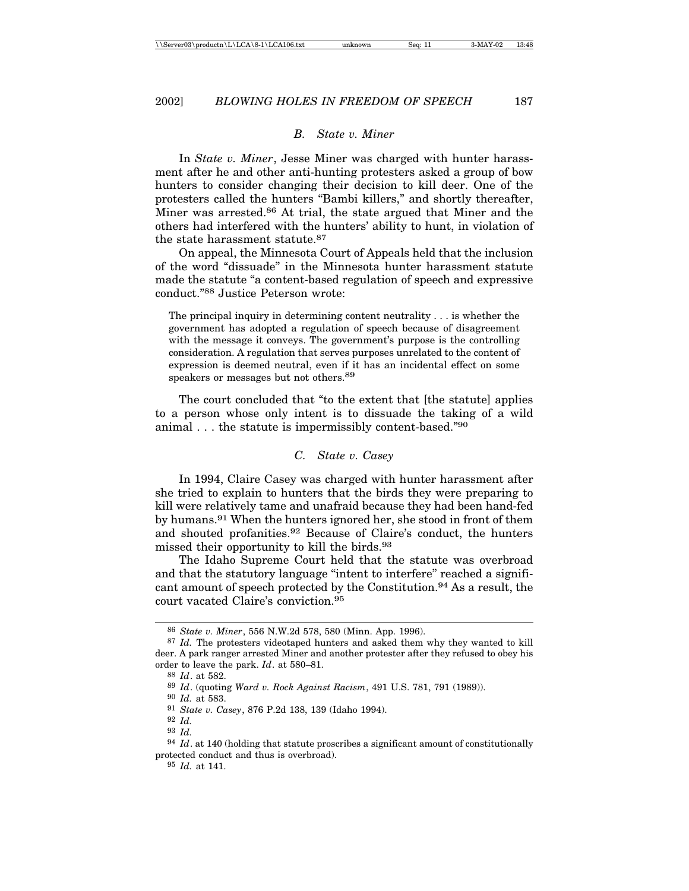### *B. State v. Miner*

In *State v. Miner*, Jesse Miner was charged with hunter harassment after he and other anti-hunting protesters asked a group of bow hunters to consider changing their decision to kill deer. One of the protesters called the hunters "Bambi killers," and shortly thereafter, Miner was arrested.[86] At trial, the state argued that Miner and the others had interfered with the hunters' ability to hunt, in violation of the state harassment statute.[87]

On appeal, the Minnesota Court of Appeals held that the inclusion of the word "dissuade" in the Minnesota hunter harassment statute made the statute "a content-based regulation of speech and expressive conduct."[88] Justice Peterson wrote:

> The principal inquiry in determining content neutrality . . . is whether the government has adopted a regulation of speech because of disagreement with the message it conveys. The government's purpose is the controlling consideration. A regulation that serves purposes unrelated to the content of expression is deemed neutral, even if it has an incidental effect on some speakers or messages but not others.[89]

The court concluded that "to the extent that [the statute] applies to a person whose only intent is to dissuade the taking of a wild animal . . . the statute is impermissibly content-based."[90]

### *C. State v. Casey*

In 1994, Claire Casey was charged with hunter harassment after she tried to explain to hunters that the birds they were preparing to kill were relatively tame and unafraid because they had been hand-fed by humans.[91] When the hunters ignored her, she stood in front of them and shouted profanities.[92] Because of Claire's conduct, the hunters missed their opportunity to kill the birds.[93]

The Idaho Supreme Court held that the statute was overbroad and that the statutory language "intent to interfere" reached a significant amount of speech protected by the Constitution.[94] As a result, the court vacated Claire's conviction.[95]

---

[86] *State v. Miner*, 556 N.W.2d 578, 580 (Minn. App. 1996).

[87] *Id.* The protesters videotaped hunters and asked them why they wanted to kill deer. A park ranger arrested Miner and another protester after they refused to obey his order to leave the park. *Id*. at 580–81.

[88] *Id*. at 582.

[89] *Id*. (quoting *Ward v. Rock Against Racism*, 491 U.S. 781, 791 (1989)).

[90] *Id.* at 583.

[91] *State v. Casey*, 876 P.2d 138, 139 (Idaho 1994).

[92] *Id.*

[93] *Id.*

[94] *Id*. at 140 (holding that statute proscribes a significant amount of constitutionally protected conduct and thus is overbroad).

[95] *Id.* at 141.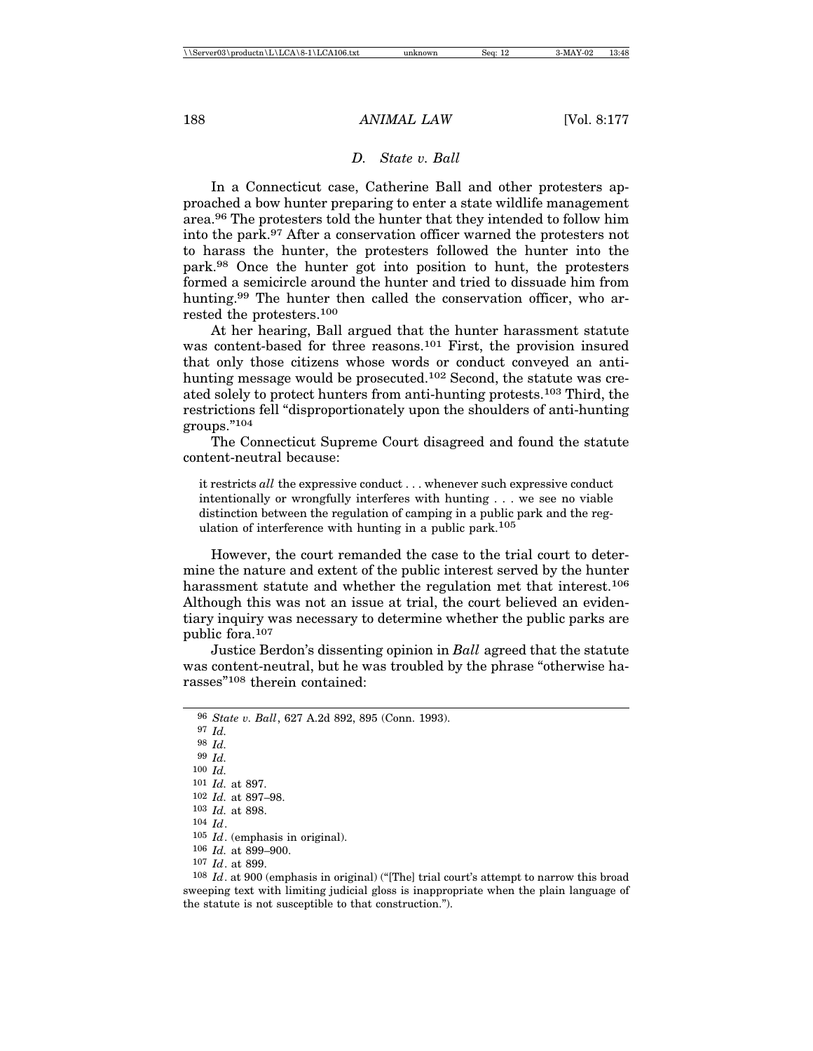### *D. State v. Ball*

In a Connecticut case, Catherine Ball and other protesters approached a bow hunter preparing to enter a state wildlife management area.[96] The protesters told the hunter that they intended to follow him into the park.[97] After a conservation officer warned the protesters not to harass the hunter, the protesters followed the hunter into the park.[98] Once the hunter got into position to hunt, the protesters formed a semicircle around the hunter and tried to dissuade him from hunting.[99] The hunter then called the conservation officer, who arrested the protesters.[100]

At her hearing, Ball argued that the hunter harassment statute was content-based for three reasons.[101] First, the provision insured that only those citizens whose words or conduct conveyed an anti-hunting message would be prosecuted.[102] Second, the statute was created solely to protect hunters from anti-hunting protests.[103] Third, the restrictions fell "disproportionately upon the shoulders of anti-hunting groups."[104]

The Connecticut Supreme Court disagreed and found the statute content-neutral because:

> it restricts *all* the expressive conduct . . . whenever such expressive conduct intentionally or wrongfully interferes with hunting . . . we see no viable distinction between the regulation of camping in a public park and the regulation of interference with hunting in a public park.[105]

However, the court remanded the case to the trial court to determine the nature and extent of the public interest served by the hunter harassment statute and whether the regulation met that interest.[106] Although this was not an issue at trial, the court believed an evidentiary inquiry was necessary to determine whether the public parks are public fora.[107]

Justice Berdon's dissenting opinion in *Ball* agreed that the statute was content-neutral, but he was troubled by the phrase "otherwise harasses"[108] therein contained:

---

[96] *State v. Ball*, 627 A.2d 892, 895 (Conn. 1993).

[97] *Id.*

[98] *Id.*

[99] *Id.*

[100] *Id.*

[101] *Id.* at 897.

[102] *Id.* at 897–98.

[103] *Id.* at 898.

[104] *Id*.

[105] *Id*. (emphasis in original).

[106] *Id.* at 899–900.

[107] *Id*. at 899.

[108] *Id*. at 900 (emphasis in original) ("[The] trial court's attempt to narrow this broad sweeping text with limiting judicial gloss is inappropriate when the plain language of the statute is not susceptible to that construction.").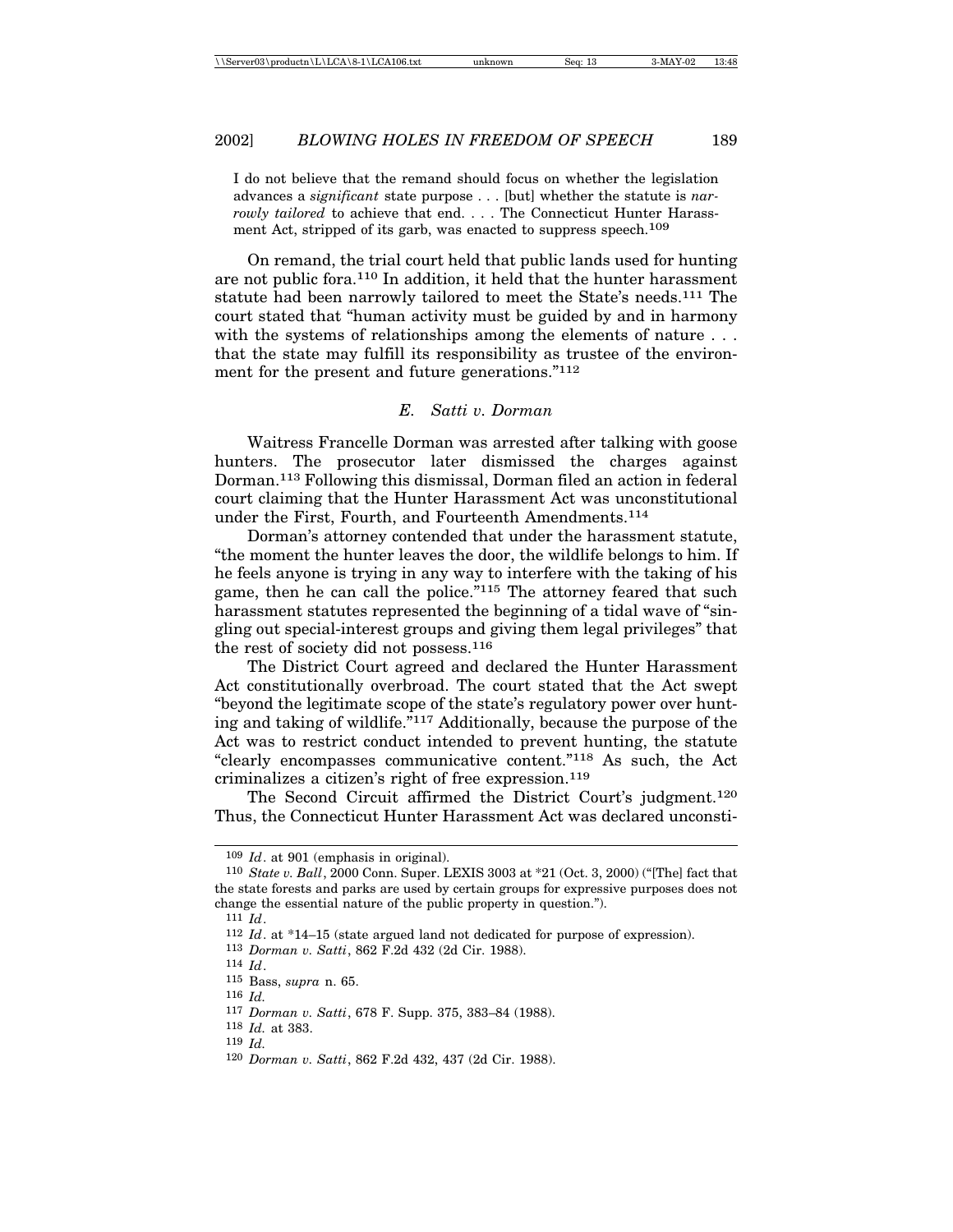> I do not believe that the remand should focus on whether the legislation advances a *significant* state purpose . . . [but] whether the statute is *narrowly tailored* to achieve that end. . . . The Connecticut Hunter Harassment Act, stripped of its garb, was enacted to suppress speech.[109]

On remand, the trial court held that public lands used for hunting are not public fora.[110] In addition, it held that the hunter harassment statute had been narrowly tailored to meet the State's needs.[111] The court stated that "human activity must be guided by and in harmony with the systems of relationships among the elements of nature . . . that the state may fulfill its responsibility as trustee of the environment for the present and future generations."[112]

### *E. Satti v. Dorman*

Waitress Francelle Dorman was arrested after talking with goose hunters. The prosecutor later dismissed the charges against Dorman.[113] Following this dismissal, Dorman filed an action in federal court claiming that the Hunter Harassment Act was unconstitutional under the First, Fourth, and Fourteenth Amendments.[114]

Dorman's attorney contended that under the harassment statute, "the moment the hunter leaves the door, the wildlife belongs to him. If he feels anyone is trying in any way to interfere with the taking of his game, then he can call the police."[115] The attorney feared that such harassment statutes represented the beginning of a tidal wave of "singling out special-interest groups and giving them legal privileges" that the rest of society did not possess.[116]

The District Court agreed and declared the Hunter Harassment Act constitutionally overbroad. The court stated that the Act swept "beyond the legitimate scope of the state's regulatory power over hunting and taking of wildlife."[117] Additionally, because the purpose of the Act was to restrict conduct intended to prevent hunting, the statute "clearly encompasses communicative content."[118] As such, the Act criminalizes a citizen's right of free expression.[119]

The Second Circuit affirmed the District Court's judgment.[120] Thus, the Connecticut Hunter Harassment Act was declared unconsti-

---

[109] *Id*. at 901 (emphasis in original).

[110] *State v. Ball*, 2000 Conn. Super. LEXIS 3003 at *21 (Oct. 3, 2000) ("[The] fact that the state forests and parks are used by certain groups for expressive purposes does not change the essential nature of the public property in question.").

[111] *Id*.

[112] *Id*. at *14–15 (state argued land not dedicated for purpose of expression).

[113] *Dorman v. Satti*, 862 F.2d 432 (2d Cir. 1988).

[114] *Id*.

[115] Bass, *supra* n. 65.

[116] *Id.*

[117] *Dorman v. Satti*, 678 F. Supp. 375, 383–84 (1988).

[118] *Id.* at 383.

[119] *Id.*

[120] *Dorman v. Satti*, 862 F.2d 432, 437 (2d Cir. 1988).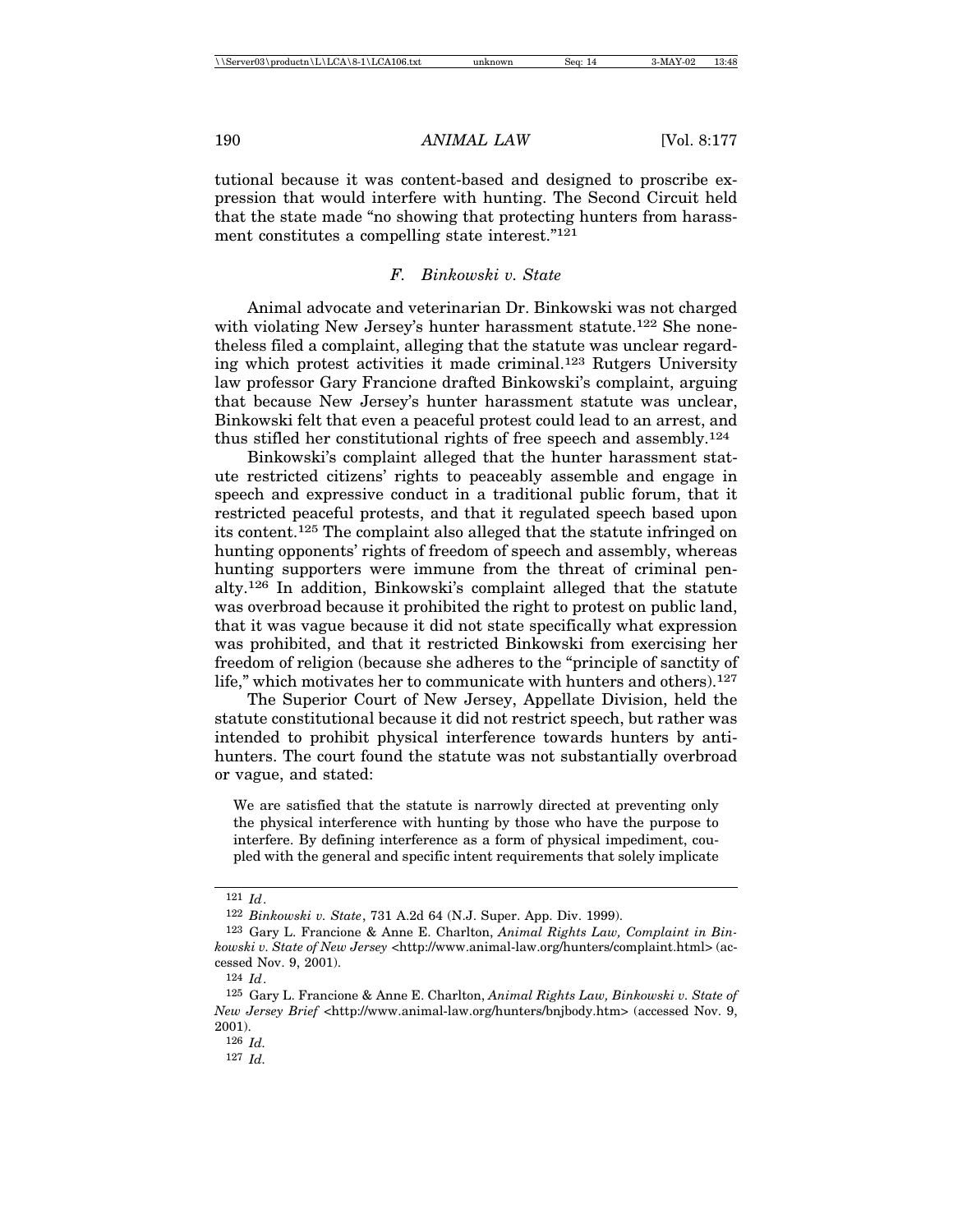tutional because it was content-based and designed to proscribe expression that would interfere with hunting. The Second Circuit held that the state made "no showing that protecting hunters from harassment constitutes a compelling state interest."[121]

### *F. Binkowski v. State*

Animal advocate and veterinarian Dr. Binkowski was not charged with violating New Jersey's hunter harassment statute.[122] She nonetheless filed a complaint, alleging that the statute was unclear regarding which protest activities it made criminal.[123] Rutgers University law professor Gary Francione drafted Binkowski's complaint, arguing that because New Jersey's hunter harassment statute was unclear, Binkowski felt that even a peaceful protest could lead to an arrest, and thus stifled her constitutional rights of free speech and assembly.[124]

Binkowski's complaint alleged that the hunter harassment statute restricted citizens' rights to peaceably assemble and engage in speech and expressive conduct in a traditional public forum, that it restricted peaceful protests, and that it regulated speech based upon its content.[125] The complaint also alleged that the statute infringed on hunting opponents' rights of freedom of speech and assembly, whereas hunting supporters were immune from the threat of criminal penalty.[126] In addition, Binkowski's complaint alleged that the statute was overbroad because it prohibited the right to protest on public land, that it was vague because it did not state specifically what expression was prohibited, and that it restricted Binkowski from exercising her freedom of religion (because she adheres to the "principle of sanctity of life," which motivates her to communicate with hunters and others).[127]

The Superior Court of New Jersey, Appellate Division, held the statute constitutional because it did not restrict speech, but rather was intended to prohibit physical interference towards hunters by anti-hunters. The court found the statute was not substantially overbroad or vague, and stated:

> We are satisfied that the statute is narrowly directed at preventing only the physical interference with hunting by those who have the purpose to interfere. By defining interference as a form of physical impediment, coupled with the general and specific intent requirements that solely implicate

---

[121] *Id*.

[122] *Binkowski v. State*, 731 A.2d 64 (N.J. Super. App. Div. 1999).

[123] Gary L. Francione & Anne E. Charlton, *Animal Rights Law, Complaint in Binkowski v. State of New Jersey* <http://www.animal-law.org/hunters/complaint.html> (accessed Nov. 9, 2001).

[124] *Id*.

[125] Gary L. Francione & Anne E. Charlton, *Animal Rights Law, Binkowski v. State of New Jersey Brief* <http://www.animal-law.org/hunters/bnjbody.htm> (accessed Nov. 9, 2001).

[126] *Id.*

[127] *Id.*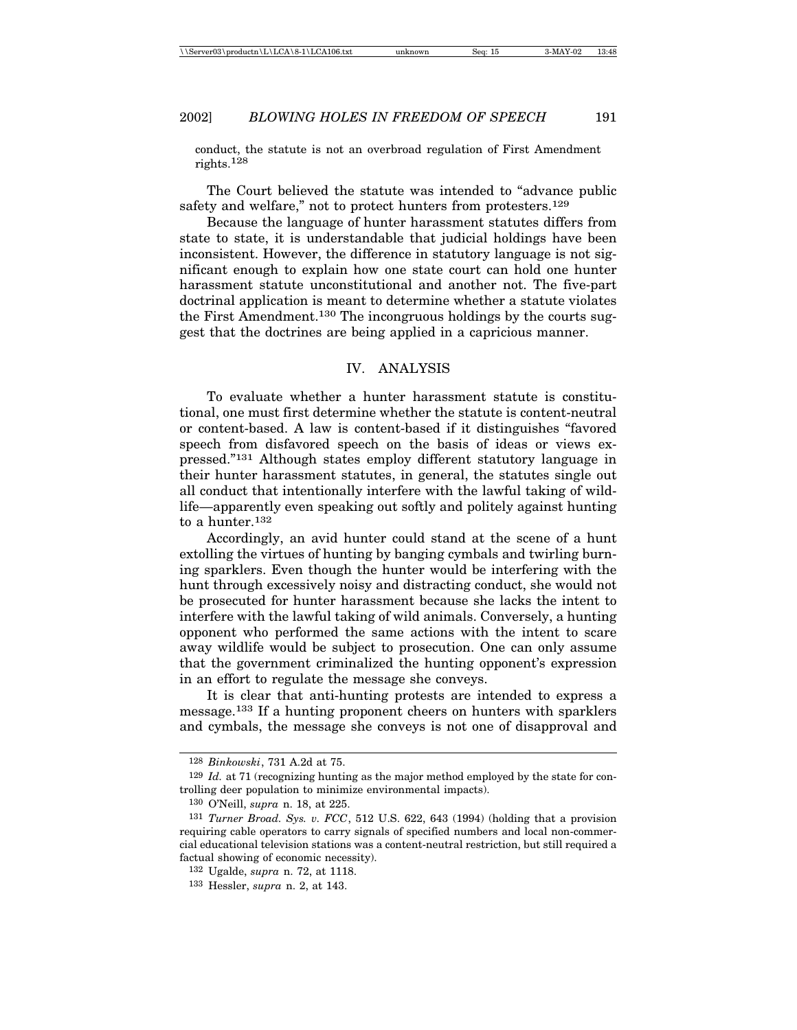conduct, the statute is not an overbroad regulation of First Amendment rights.[128]

The Court believed the statute was intended to "advance public safety and welfare," not to protect hunters from protesters.[129]

Because the language of hunter harassment statutes differs from state to state, it is understandable that judicial holdings have been inconsistent. However, the difference in statutory language is not significant enough to explain how one state court can hold one hunter harassment statute unconstitutional and another not. The five-part doctrinal application is meant to determine whether a statute violates the First Amendment.[130] The incongruous holdings by the courts suggest that the doctrines are being applied in a capricious manner.

## IV. ANALYSIS

To evaluate whether a hunter harassment statute is constitutional, one must first determine whether the statute is content-neutral or content-based. A law is content-based if it distinguishes "favored speech from disfavored speech on the basis of ideas or views expressed."[131] Although states employ different statutory language in their hunter harassment statutes, in general, the statutes single out all conduct that intentionally interfere with the lawful taking of wildlife—apparently even speaking out softly and politely against hunting to a hunter.[132]

Accordingly, an avid hunter could stand at the scene of a hunt extolling the virtues of hunting by banging cymbals and twirling burning sparklers. Even though the hunter would be interfering with the hunt through excessively noisy and distracting conduct, she would not be prosecuted for hunter harassment because she lacks the intent to interfere with the lawful taking of wild animals. Conversely, a hunting opponent who performed the same actions with the intent to scare away wildlife would be subject to prosecution. One can only assume that the government criminalized the hunting opponent's expression in an effort to regulate the message she conveys.

It is clear that anti-hunting protests are intended to express a message.[133] If a hunting proponent cheers on hunters with sparklers and cymbals, the message she conveys is not one of disapproval and

---

[128] *Binkowski*, 731 A.2d at 75.

[129] *Id.* at 71 (recognizing hunting as the major method employed by the state for controlling deer population to minimize environmental impacts).

[130] O'Neill, *supra* n. 18, at 225.

[131] *Turner Broad. Sys. v. FCC*, 512 U.S. 622, 643 (1994) (holding that a provision requiring cable operators to carry signals of specified numbers and local non-commercial educational television stations was a content-neutral restriction, but still required a factual showing of economic necessity).

[132] Ugalde, *supra* n. 72, at 1118.

[133] Hessler, *supra* n. 2, at 143.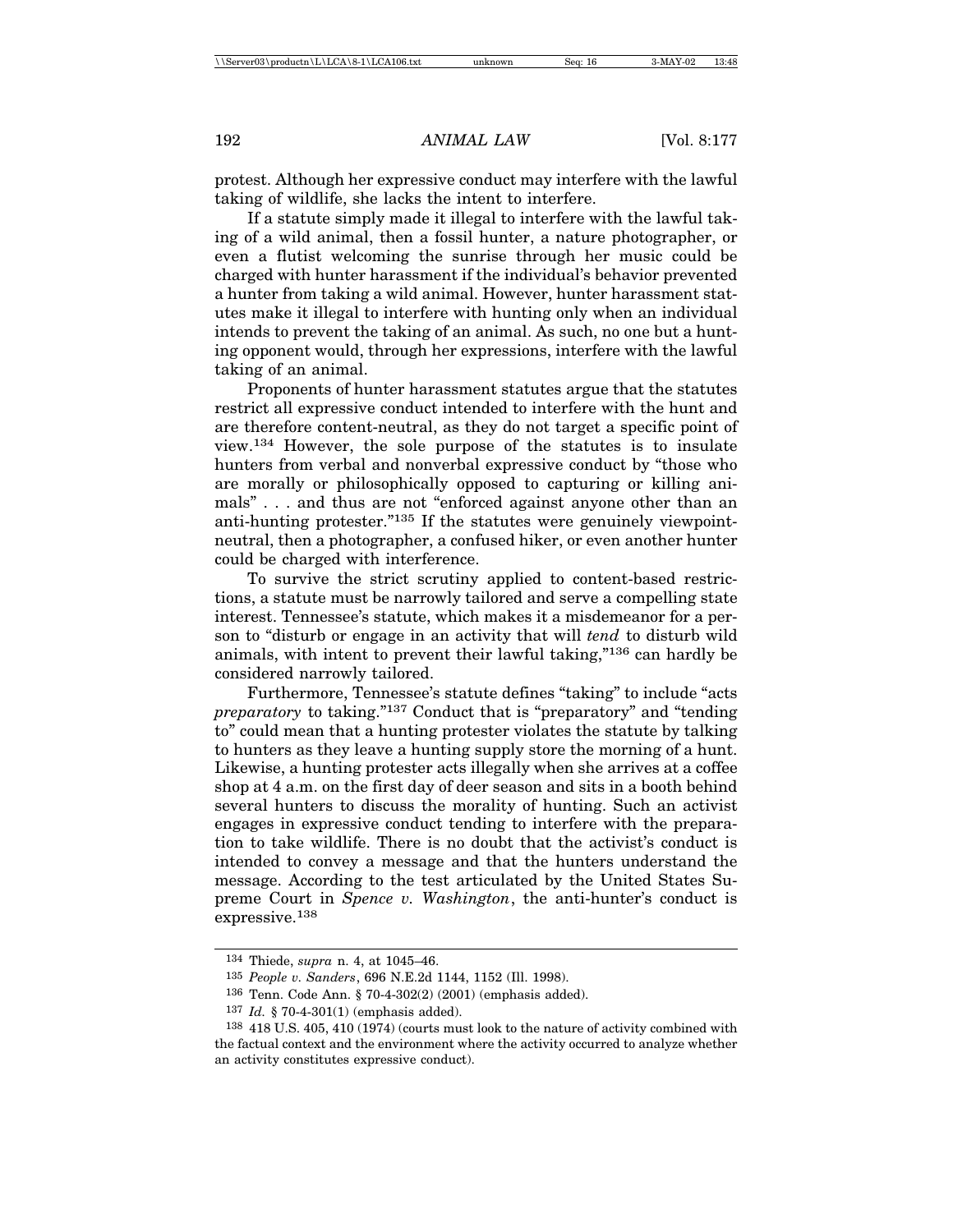protest. Although her expressive conduct may interfere with the lawful taking of wildlife, she lacks the intent to interfere.

If a statute simply made it illegal to interfere with the lawful taking of a wild animal, then a fossil hunter, a nature photographer, or even a flutist welcoming the sunrise through her music could be charged with hunter harassment if the individual's behavior prevented a hunter from taking a wild animal. However, hunter harassment statutes make it illegal to interfere with hunting only when an individual intends to prevent the taking of an animal. As such, no one but a hunting opponent would, through her expressions, interfere with the lawful taking of an animal.

Proponents of hunter harassment statutes argue that the statutes restrict all expressive conduct intended to interfere with the hunt and are therefore content-neutral, as they do not target a specific point of view.[134] However, the sole purpose of the statutes is to insulate hunters from verbal and nonverbal expressive conduct by "those who are morally or philosophically opposed to capturing or killing animals" . . . and thus are not "enforced against anyone other than an anti-hunting protester."[135] If the statutes were genuinely viewpoint-neutral, then a photographer, a confused hiker, or even another hunter could be charged with interference.

To survive the strict scrutiny applied to content-based restrictions, a statute must be narrowly tailored and serve a compelling state interest. Tennessee's statute, which makes it a misdemeanor for a person to "disturb or engage in an activity that will *tend* to disturb wild animals, with intent to prevent their lawful taking,"[136] can hardly be considered narrowly tailored.

Furthermore, Tennessee's statute defines "taking" to include "acts *preparatory* to taking."[137] Conduct that is "preparatory" and "tending to" could mean that a hunting protester violates the statute by talking to hunters as they leave a hunting supply store the morning of a hunt. Likewise, a hunting protester acts illegally when she arrives at a coffee shop at 4 a.m. on the first day of deer season and sits in a booth behind several hunters to discuss the morality of hunting. Such an activist engages in expressive conduct tending to interfere with the preparation to take wildlife. There is no doubt that the activist's conduct is intended to convey a message and that the hunters understand the message. According to the test articulated by the United States Supreme Court in *Spence v. Washington*, the anti-hunter's conduct is expressive.[138]

---

[134] Thiede, *supra* n. 4, at 1045–46.

[135] *People v. Sanders*, 696 N.E.2d 1144, 1152 (Ill. 1998).

[136] Tenn. Code Ann. § 70-4-302(2) (2001) (emphasis added).

[137] *Id.* § 70-4-301(1) (emphasis added).

[138] 418 U.S. 405, 410 (1974) (courts must look to the nature of activity combined with the factual context and the environment where the activity occurred to analyze whether an activity constitutes expressive conduct).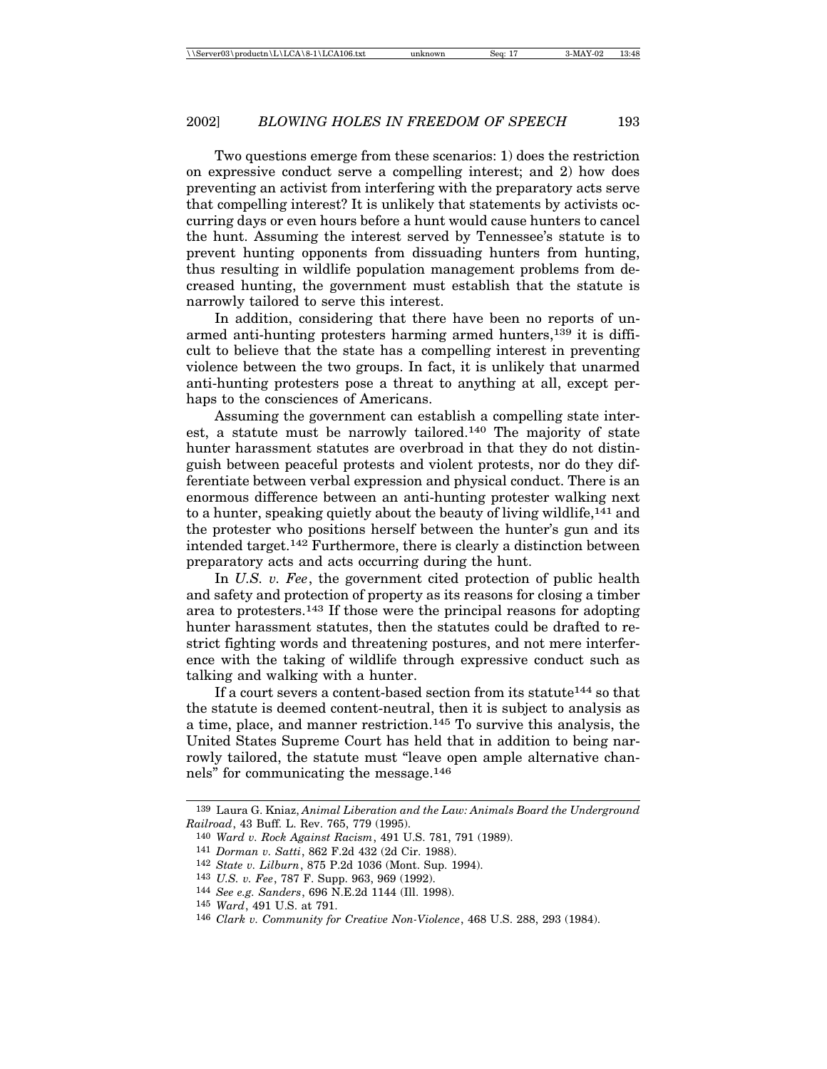Two questions emerge from these scenarios: 1) does the restriction on expressive conduct serve a compelling interest; and 2) how does preventing an activist from interfering with the preparatory acts serve that compelling interest? It is unlikely that statements by activists occurring days or even hours before a hunt would cause hunters to cancel the hunt. Assuming the interest served by Tennessee's statute is to prevent hunting opponents from dissuading hunters from hunting, thus resulting in wildlife population management problems from decreased hunting, the government must establish that the statute is narrowly tailored to serve this interest.

In addition, considering that there have been no reports of unarmed anti-hunting protesters harming armed hunters,[139] it is difficult to believe that the state has a compelling interest in preventing violence between the two groups. In fact, it is unlikely that unarmed anti-hunting protesters pose a threat to anything at all, except perhaps to the consciences of Americans.

Assuming the government can establish a compelling state interest, a statute must be narrowly tailored.[140] The majority of state hunter harassment statutes are overbroad in that they do not distinguish between peaceful protests and violent protests, nor do they differentiate between verbal expression and physical conduct. There is an enormous difference between an anti-hunting protester walking next to a hunter, speaking quietly about the beauty of living wildlife,[141] and the protester who positions herself between the hunter's gun and its intended target.[142] Furthermore, there is clearly a distinction between preparatory acts and acts occurring during the hunt.

In *U.S. v. Fee*, the government cited protection of public health and safety and protection of property as its reasons for closing a timber area to protesters.[143] If those were the principal reasons for adopting hunter harassment statutes, then the statutes could be drafted to restrict fighting words and threatening postures, and not mere interference with the taking of wildlife through expressive conduct such as talking and walking with a hunter.

If a court severs a content-based section from its statute[144] so that the statute is deemed content-neutral, then it is subject to analysis as a time, place, and manner restriction.[145] To survive this analysis, the United States Supreme Court has held that in addition to being narrowly tailored, the statute must "leave open ample alternative channels" for communicating the message.[146]

---

139 Laura G. Kniaz, *Animal Liberation and the Law: Animals Board the Underground Railroad*, 43 Buff. L. Rev. 765, 779 (1995).

140 *Ward v. Rock Against Racism*, 491 U.S. 781, 791 (1989).

141 *Dorman v. Satti*, 862 F.2d 432 (2d Cir. 1988).

142 *State v. Lilburn*, 875 P.2d 1036 (Mont. Sup. 1994).

143 *U.S. v. Fee*, 787 F. Supp. 963, 969 (1992).

144 *See e.g. Sanders*, 696 N.E.2d 1144 (Ill. 1998).

145 *Ward*, 491 U.S. at 791.

146 *Clark v. Community for Creative Non-Violence*, 468 U.S. 288, 293 (1984).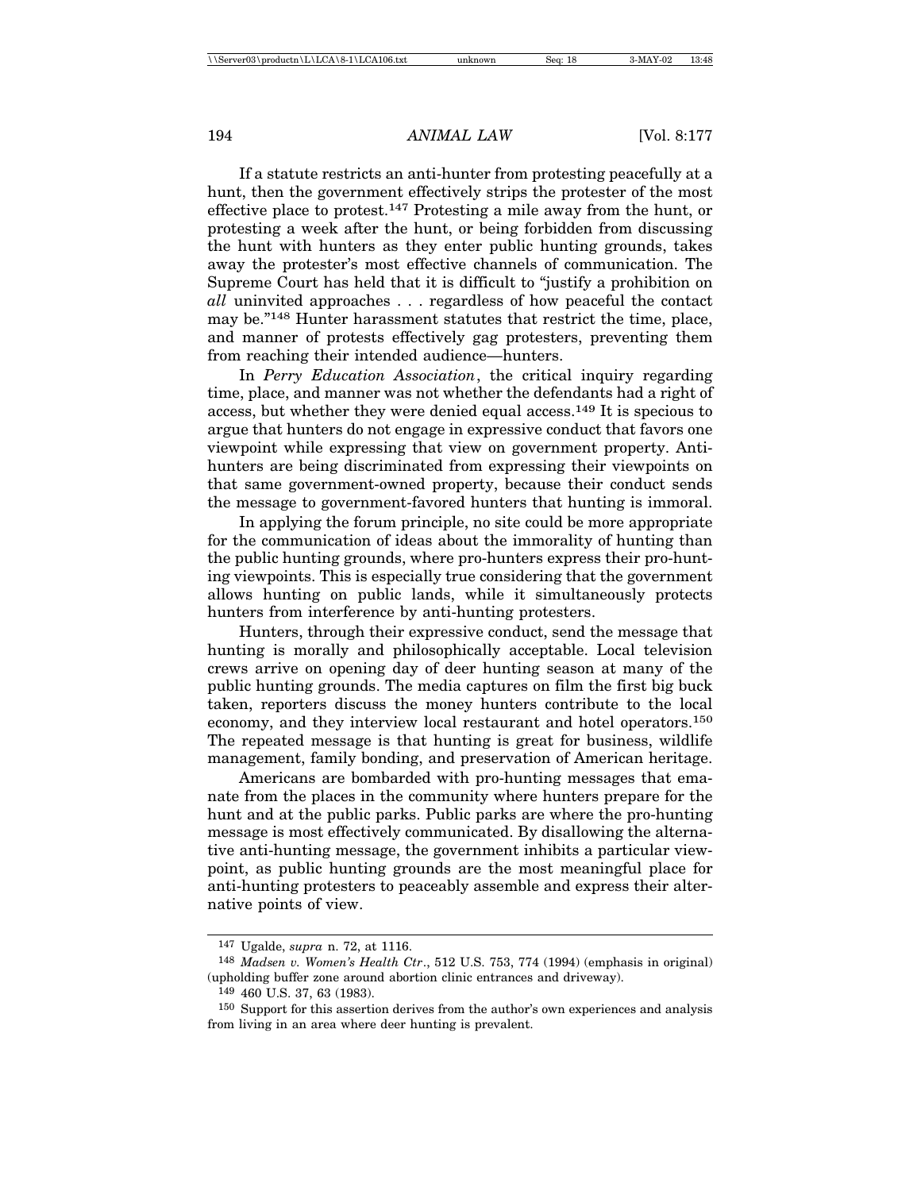If a statute restricts an anti-hunter from protesting peacefully at a hunt, then the government effectively strips the protester of the most effective place to protest.[147] Protesting a mile away from the hunt, or protesting a week after the hunt, or being forbidden from discussing the hunt with hunters as they enter public hunting grounds, takes away the protester's most effective channels of communication. The Supreme Court has held that it is difficult to "justify a prohibition on *all* uninvited approaches . . . regardless of how peaceful the contact may be."[148] Hunter harassment statutes that restrict the time, place, and manner of protests effectively gag protesters, preventing them from reaching their intended audience—hunters.

In *Perry Education Association*, the critical inquiry regarding time, place, and manner was not whether the defendants had a right of access, but whether they were denied equal access.[149] It is specious to argue that hunters do not engage in expressive conduct that favors one viewpoint while expressing that view on government property. Anti-hunters are being discriminated from expressing their viewpoints on that same government-owned property, because their conduct sends the message to government-favored hunters that hunting is immoral.

In applying the forum principle, no site could be more appropriate for the communication of ideas about the immorality of hunting than the public hunting grounds, where pro-hunters express their pro-hunting viewpoints. This is especially true considering that the government allows hunting on public lands, while it simultaneously protects hunters from interference by anti-hunting protesters.

Hunters, through their expressive conduct, send the message that hunting is morally and philosophically acceptable. Local television crews arrive on opening day of deer hunting season at many of the public hunting grounds. The media captures on film the first big buck taken, reporters discuss the money hunters contribute to the local economy, and they interview local restaurant and hotel operators.[150] The repeated message is that hunting is great for business, wildlife management, family bonding, and preservation of American heritage.

Americans are bombarded with pro-hunting messages that emanate from the places in the community where hunters prepare for the hunt and at the public parks. Public parks are where the pro-hunting message is most effectively communicated. By disallowing the alternative anti-hunting message, the government inhibits a particular viewpoint, as public hunting grounds are the most meaningful place for anti-hunting protesters to peaceably assemble and express their alternative points of view.

---

[147] Ugalde, *supra* n. 72, at 1116.

[148] *Madsen v. Women's Health Ctr*., 512 U.S. 753, 774 (1994) (emphasis in original) (upholding buffer zone around abortion clinic entrances and driveway).

[149] 460 U.S. 37, 63 (1983).

[150] Support for this assertion derives from the author's own experiences and analysis from living in an area where deer hunting is prevalent.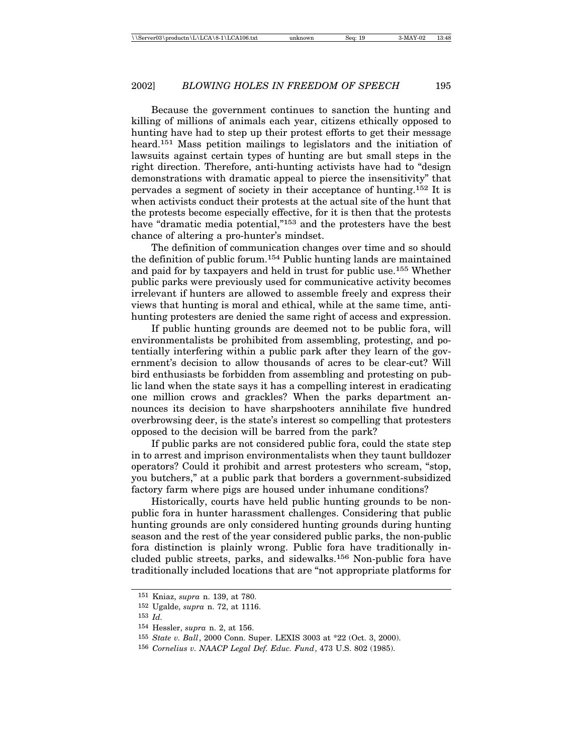Because the government continues to sanction the hunting and killing of millions of animals each year, citizens ethically opposed to hunting have had to step up their protest efforts to get their message heard.[151] Mass petition mailings to legislators and the initiation of lawsuits against certain types of hunting are but small steps in the right direction. Therefore, anti-hunting activists have had to "design demonstrations with dramatic appeal to pierce the insensitivity" that pervades a segment of society in their acceptance of hunting.[152] It is when activists conduct their protests at the actual site of the hunt that the protests become especially effective, for it is then that the protests have "dramatic media potential,"[153] and the protesters have the best chance of altering a pro-hunter's mindset.

The definition of communication changes over time and so should the definition of public forum.[154] Public hunting lands are maintained and paid for by taxpayers and held in trust for public use.[155] Whether public parks were previously used for communicative activity becomes irrelevant if hunters are allowed to assemble freely and express their views that hunting is moral and ethical, while at the same time, anti-hunting protesters are denied the same right of access and expression.

If public hunting grounds are deemed not to be public fora, will environmentalists be prohibited from assembling, protesting, and potentially interfering within a public park after they learn of the government's decision to allow thousands of acres to be clear-cut? Will bird enthusiasts be forbidden from assembling and protesting on public land when the state says it has a compelling interest in eradicating one million crows and grackles? When the parks department announces its decision to have sharpshooters annihilate five hundred overbrowsing deer, is the state's interest so compelling that protesters opposed to the decision will be barred from the park?

If public parks are not considered public fora, could the state step in to arrest and imprison environmentalists when they taunt bulldozer operators? Could it prohibit and arrest protesters who scream, "stop, you butchers," at a public park that borders a government-subsidized factory farm where pigs are housed under inhumane conditions?

Historically, courts have held public hunting grounds to be non-public fora in hunter harassment challenges. Considering that public hunting grounds are only considered hunting grounds during hunting season and the rest of the year considered public parks, the non-public fora distinction is plainly wrong. Public fora have traditionally included public streets, parks, and sidewalks.[156] Non-public fora have traditionally included locations that are "not appropriate platforms for

---

[151] Kniaz, *supra* n. 139, at 780.

[152] Ugalde, *supra* n. 72, at 1116.

[153] *Id.*

[154] Hessler, *supra* n. 2, at 156.

[155] *State v. Ball*, 2000 Conn. Super. LEXIS 3003 at *22 (Oct. 3, 2000).

[156] *Cornelius v. NAACP Legal Def. Educ. Fund*, 473 U.S. 802 (1985).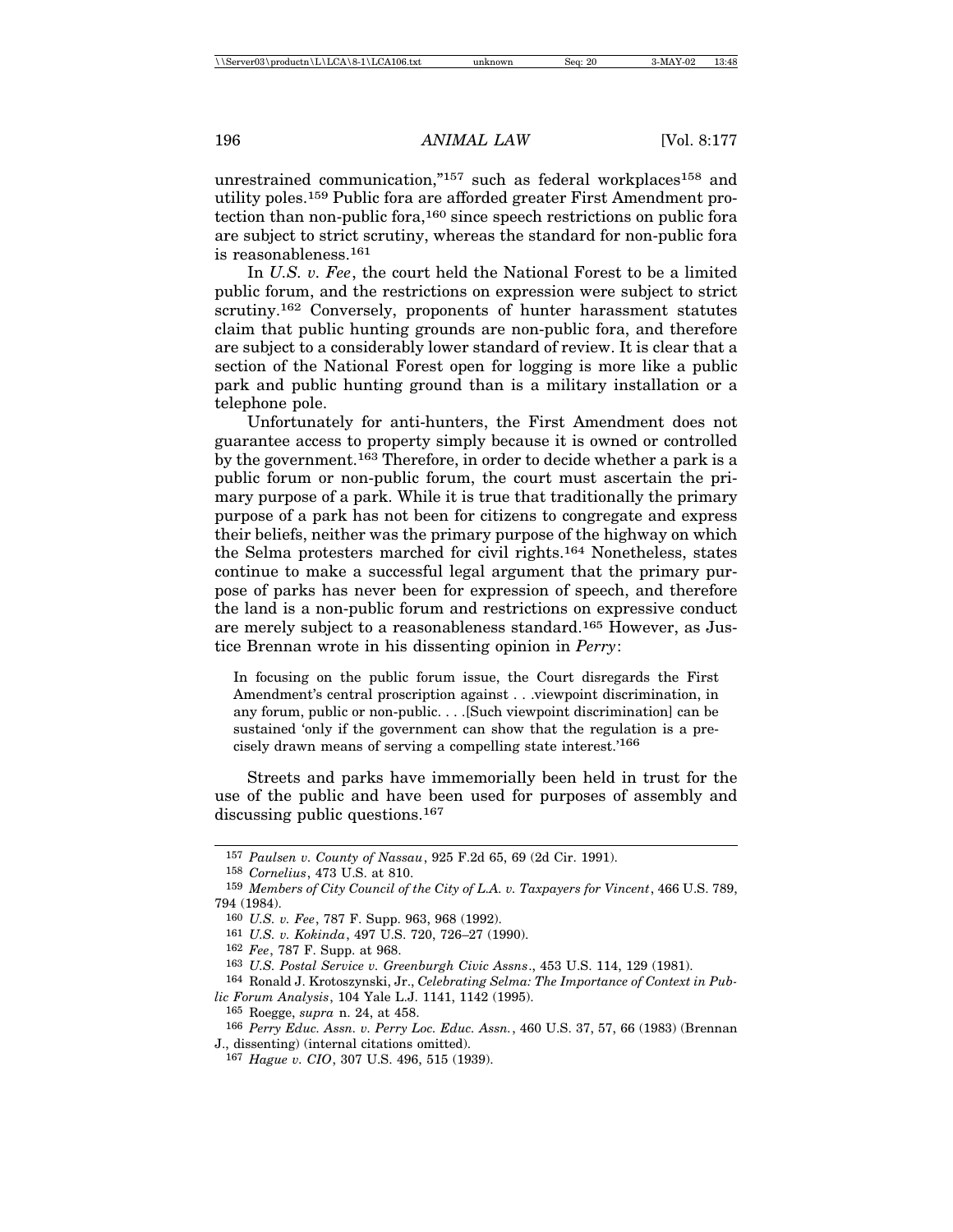unrestrained communication,"[157] such as federal workplaces[158] and utility poles.[159] Public fora are afforded greater First Amendment protection than non-public fora,[160] since speech restrictions on public fora are subject to strict scrutiny, whereas the standard for non-public fora is reasonableness.[161]

In *U.S. v. Fee*, the court held the National Forest to be a limited public forum, and the restrictions on expression were subject to strict scrutiny.[162] Conversely, proponents of hunter harassment statutes claim that public hunting grounds are non-public fora, and therefore are subject to a considerably lower standard of review. It is clear that a section of the National Forest open for logging is more like a public park and public hunting ground than is a military installation or a telephone pole.

Unfortunately for anti-hunters, the First Amendment does not guarantee access to property simply because it is owned or controlled by the government.[163] Therefore, in order to decide whether a park is a public forum or non-public forum, the court must ascertain the primary purpose of a park. While it is true that traditionally the primary purpose of a park has not been for citizens to congregate and express their beliefs, neither was the primary purpose of the highway on which the Selma protesters marched for civil rights.[164] Nonetheless, states continue to make a successful legal argument that the primary purpose of parks has never been for expression of speech, and therefore the land is a non-public forum and restrictions on expressive conduct are merely subject to a reasonableness standard.[165] However, as Justice Brennan wrote in his dissenting opinion in *Perry*:

> In focusing on the public forum issue, the Court disregards the First Amendment's central proscription against . . .viewpoint discrimination, in any forum, public or non-public. . . .[Such viewpoint discrimination] can be sustained 'only if the government can show that the regulation is a precisely drawn means of serving a compelling state interest.'[166]

Streets and parks have immemorially been held in trust for the use of the public and have been used for purposes of assembly and discussing public questions.[167]

---

[157] *Paulsen v. County of Nassau*, 925 F.2d 65, 69 (2d Cir. 1991).

[158] *Cornelius*, 473 U.S. at 810.

[159] *Members of City Council of the City of L.A. v. Taxpayers for Vincent*, 466 U.S. 789, 794 (1984).

[160] *U.S. v. Fee*, 787 F. Supp. 963, 968 (1992).

[161] *U.S. v. Kokinda*, 497 U.S. 720, 726–27 (1990).

[162] *Fee*, 787 F. Supp. at 968.

[163] *U.S. Postal Service v. Greenburgh Civic Assns*., 453 U.S. 114, 129 (1981).

[164] Ronald J. Krotoszynski, Jr., *Celebrating Selma: The Importance of Context in Public Forum Analysis*, 104 Yale L.J. 1141, 1142 (1995).

[165] Roegge, *supra* n. 24, at 458.

[166] *Perry Educ. Assn. v. Perry Loc. Educ. Assn.*, 460 U.S. 37, 57, 66 (1983) (Brennan J., dissenting) (internal citations omitted).

[167] *Hague v. CIO*, 307 U.S. 496, 515 (1939).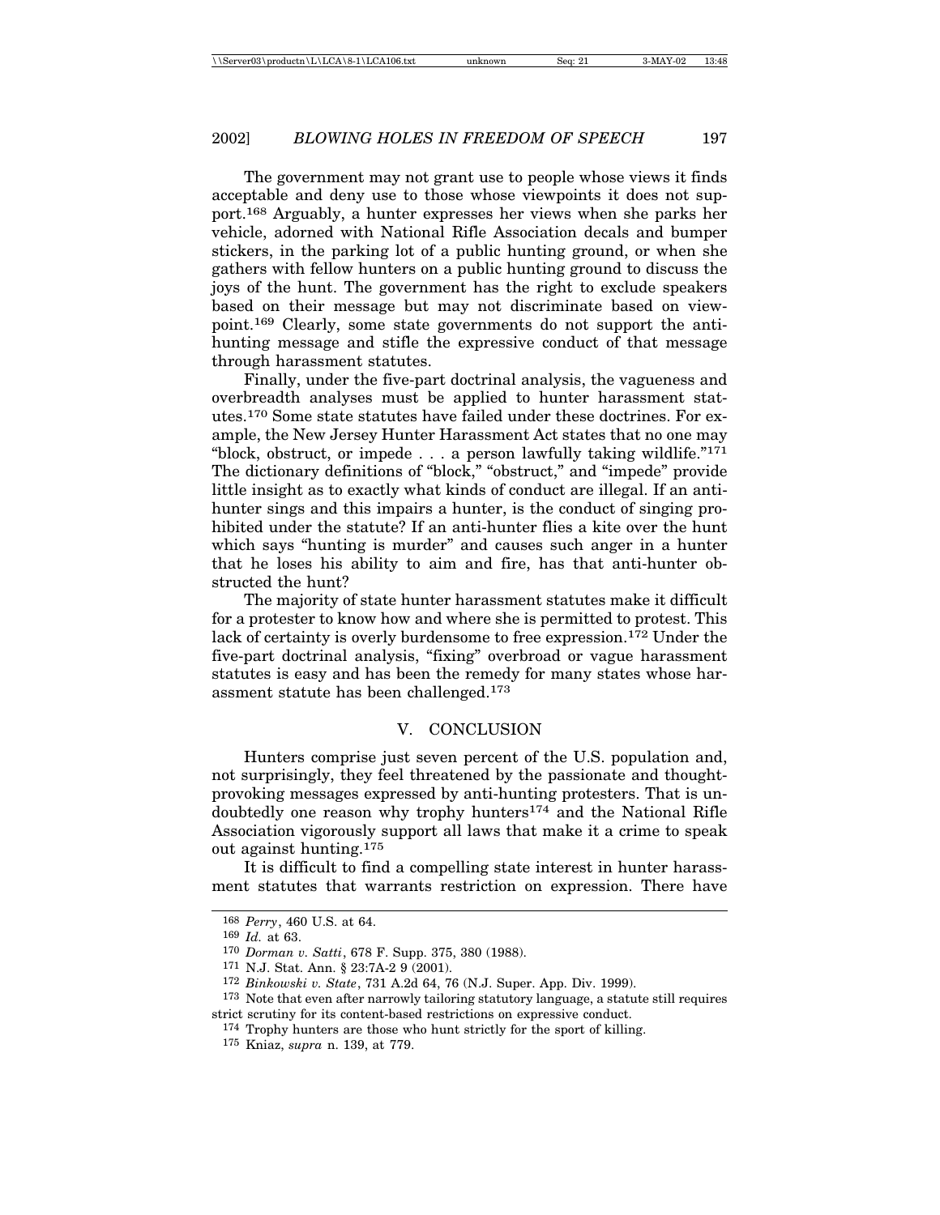The government may not grant use to people whose views it finds acceptable and deny use to those whose viewpoints it does not support.[168] Arguably, a hunter expresses her views when she parks her vehicle, adorned with National Rifle Association decals and bumper stickers, in the parking lot of a public hunting ground, or when she gathers with fellow hunters on a public hunting ground to discuss the joys of the hunt. The government has the right to exclude speakers based on their message but may not discriminate based on viewpoint.[169] Clearly, some state governments do not support the anti-hunting message and stifle the expressive conduct of that message through harassment statutes.

Finally, under the five-part doctrinal analysis, the vagueness and overbreadth analyses must be applied to hunter harassment statutes.[170] Some state statutes have failed under these doctrines. For example, the New Jersey Hunter Harassment Act states that no one may "block, obstruct, or impede . . . a person lawfully taking wildlife."[171] The dictionary definitions of "block," "obstruct," and "impede" provide little insight as to exactly what kinds of conduct are illegal. If an anti-hunter sings and this impairs a hunter, is the conduct of singing prohibited under the statute? If an anti-hunter flies a kite over the hunt which says "hunting is murder" and causes such anger in a hunter that he loses his ability to aim and fire, has that anti-hunter obstructed the hunt?

The majority of state hunter harassment statutes make it difficult for a protester to know how and where she is permitted to protest. This lack of certainty is overly burdensome to free expression.[172] Under the five-part doctrinal analysis, "fixing" overbroad or vague harassment statutes is easy and has been the remedy for many states whose harassment statute has been challenged.[173]

## V. CONCLUSION

Hunters comprise just seven percent of the U.S. population and, not surprisingly, they feel threatened by the passionate and thought-provoking messages expressed by anti-hunting protesters. That is undoubtedly one reason why trophy hunters[174] and the National Rifle Association vigorously support all laws that make it a crime to speak out against hunting.[175]

It is difficult to find a compelling state interest in hunter harassment statutes that warrants restriction on expression. There have

---

168 *Perry*, 460 U.S. at 64.

169 *Id.* at 63.

170 *Dorman v. Satti*, 678 F. Supp. 375, 380 (1988).

171 N.J. Stat. Ann. § 23:7A-2 9 (2001).

172 *Binkowski v. State*, 731 A.2d 64, 76 (N.J. Super. App. Div. 1999).

173 Note that even after narrowly tailoring statutory language, a statute still requires strict scrutiny for its content-based restrictions on expressive conduct.

174 Trophy hunters are those who hunt strictly for the sport of killing.

175 Kniaz, *supra* n. 139, at 779.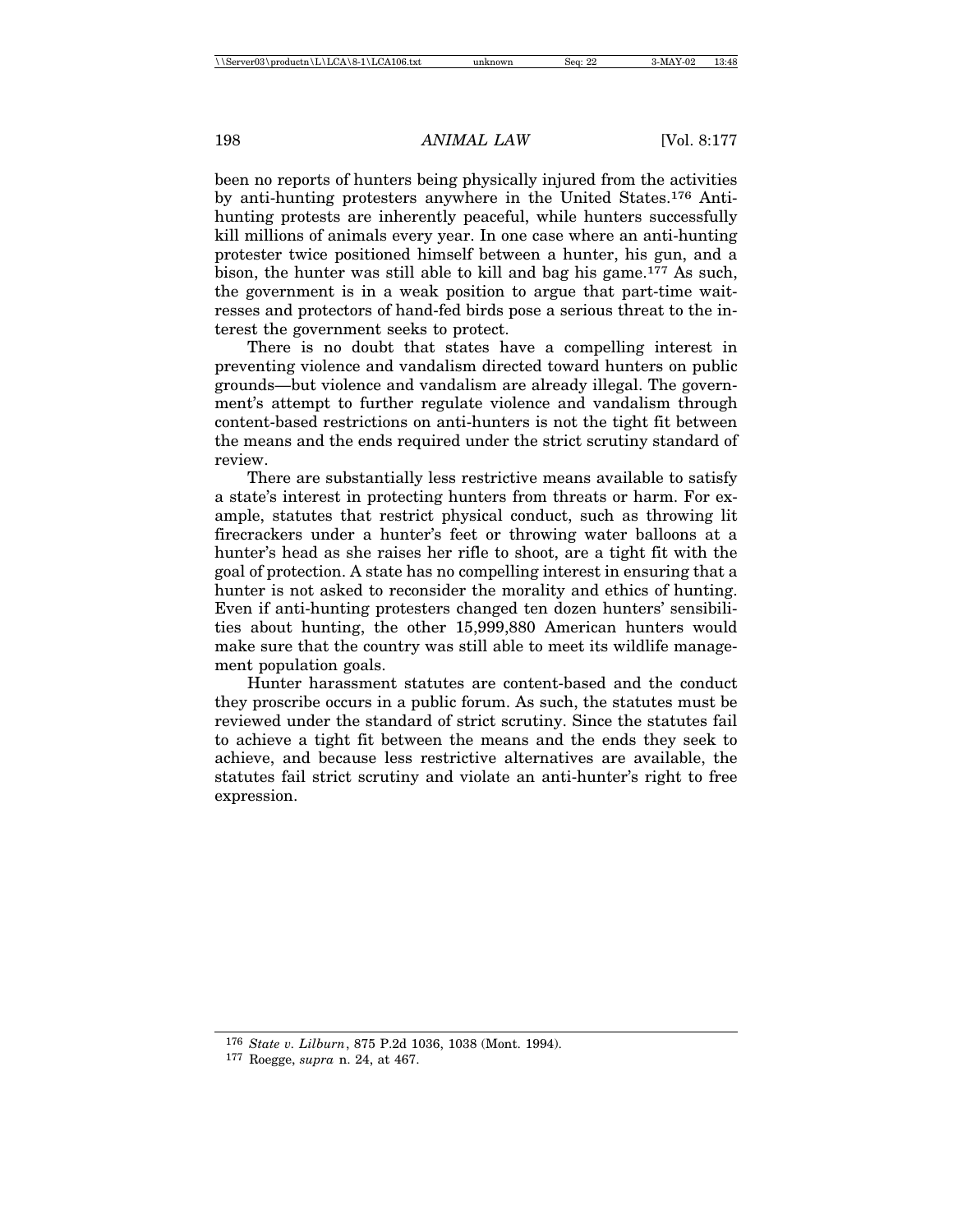been no reports of hunters being physically injured from the activities by anti-hunting protesters anywhere in the United States.[176] Anti-hunting protests are inherently peaceful, while hunters successfully kill millions of animals every year. In one case where an anti-hunting protester twice positioned himself between a hunter, his gun, and a bison, the hunter was still able to kill and bag his game.[177] As such, the government is in a weak position to argue that part-time waitresses and protectors of hand-fed birds pose a serious threat to the interest the government seeks to protect.

There is no doubt that states have a compelling interest in preventing violence and vandalism directed toward hunters on public grounds—but violence and vandalism are already illegal. The government's attempt to further regulate violence and vandalism through content-based restrictions on anti-hunters is not the tight fit between the means and the ends required under the strict scrutiny standard of review.

There are substantially less restrictive means available to satisfy a state's interest in protecting hunters from threats or harm. For example, statutes that restrict physical conduct, such as throwing lit firecrackers under a hunter's feet or throwing water balloons at a hunter's head as she raises her rifle to shoot, are a tight fit with the goal of protection. A state has no compelling interest in ensuring that a hunter is not asked to reconsider the morality and ethics of hunting. Even if anti-hunting protesters changed ten dozen hunters' sensibilities about hunting, the other 15,999,880 American hunters would make sure that the country was still able to meet its wildlife management population goals.

Hunter harassment statutes are content-based and the conduct they proscribe occurs in a public forum. As such, the statutes must be reviewed under the standard of strict scrutiny. Since the statutes fail to achieve a tight fit between the means and the ends they seek to achieve, and because less restrictive alternatives are available, the statutes fail strict scrutiny and violate an anti-hunter's right to free expression.

---

[176] *State v. Lilburn*, 875 P.2d 1036, 1038 (Mont. 1994).

[177] Roegge, *supra* n. 24, at 467.